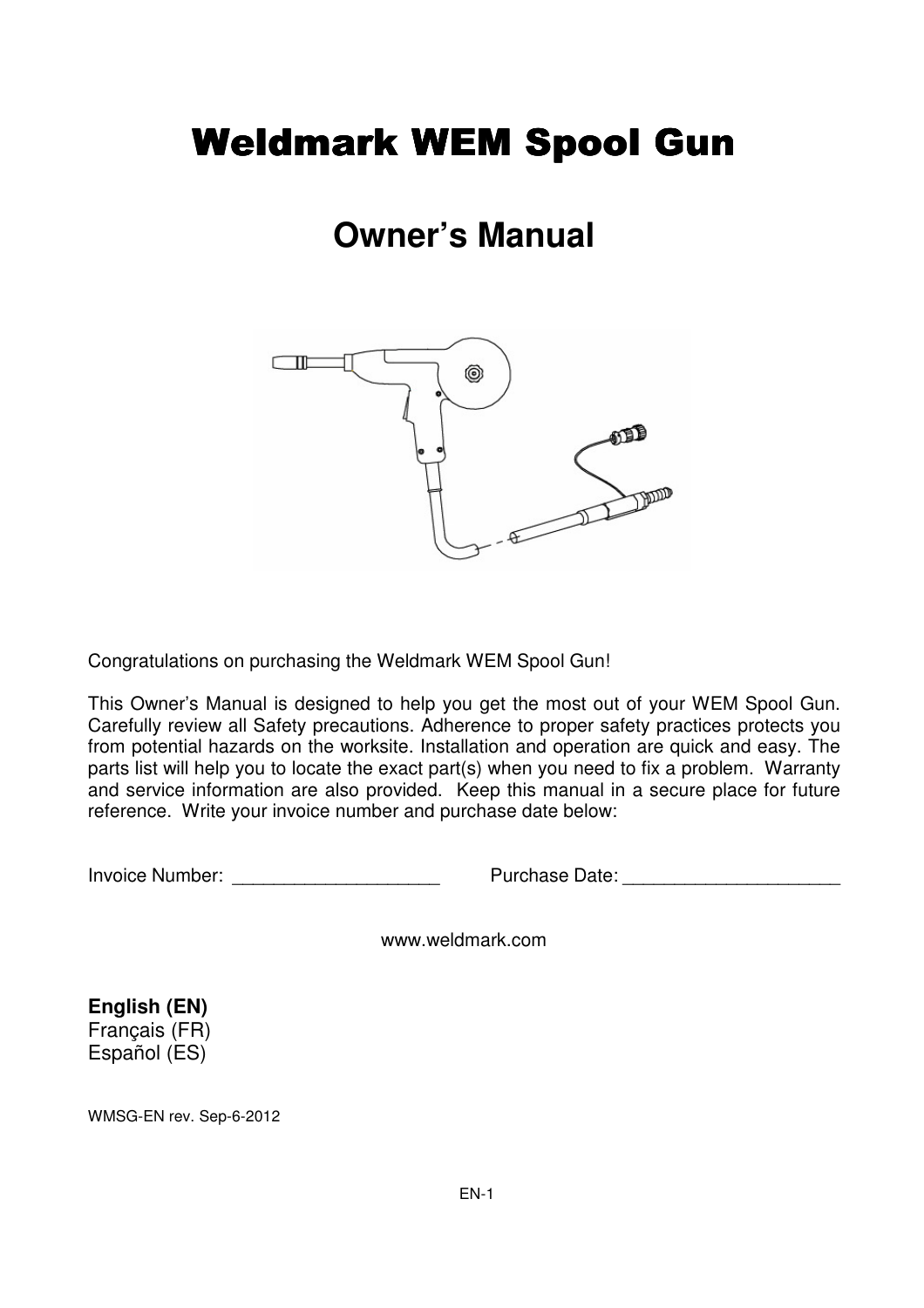# Weldmark WEM Spool Gun

## Owner's Manual

Congratulations on purchasing the Weldmark WEM Spool Gun!

This Owner's Manual is designed to help you get the most out of your WEM Spool Gun. Carefully review all Safety precautions. Adherence to proper safety practices protects you from potential hazards on the worksite. Installation and operation are quick and easy. The parts list will help you to locate the exact part(s) when you need to fix a problem. Warranty and service information are also provided. Keep this manual in a secure place for future reference. Write your invoice number and purchase date below:

Invoice Number: ____________________ Purchase Date: _____________________

www.weldmark.com

**English (EN)**
Français (FR)
Español (ES)

WMSG-EN rev. Sep-6-2012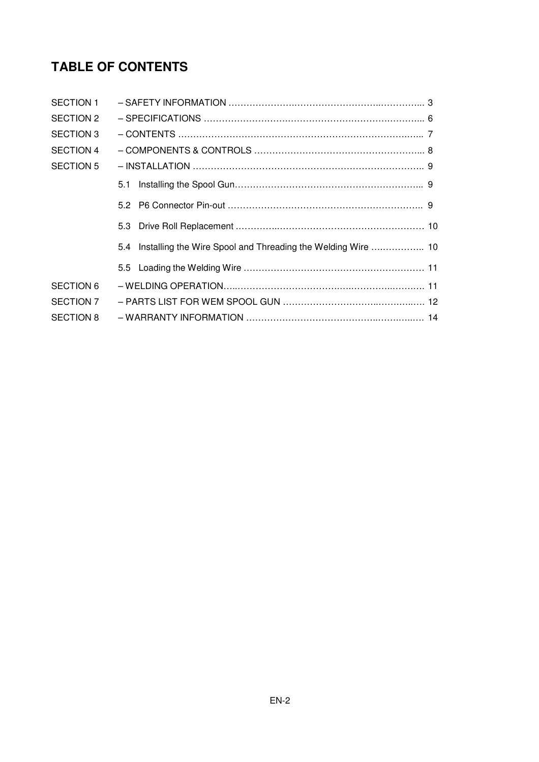# TABLE OF CONTENTS

SECTION 1 – SAFETY INFORMATION ........................................................ 3

SECTION 2 – SPECIFICATIONS ........................................................ 6

SECTION 3 – CONTENTS ........................................................ 7

SECTION 4 – COMPONENTS & CONTROLS ........................................................ 8

SECTION 5 – INSTALLATION ........................................................ 9

- 5.1 Installing the Spool Gun ........................................................ 9
- 5.2 P6 Connector Pin-out ........................................................ 9
- 5.3 Drive Roll Replacement ........................................................ 10
- 5.4 Installing the Wire Spool and Threading the Welding Wire ........................ 10
- 5.5 Loading the Welding Wire ........................................................ 11

SECTION 6 – WELDING OPERATION ........................................................ 11

SECTION 7 – PARTS LIST FOR WEM SPOOL GUN ........................................................ 12

SECTION 8 – WARRANTY INFORMATION ........................................................ 14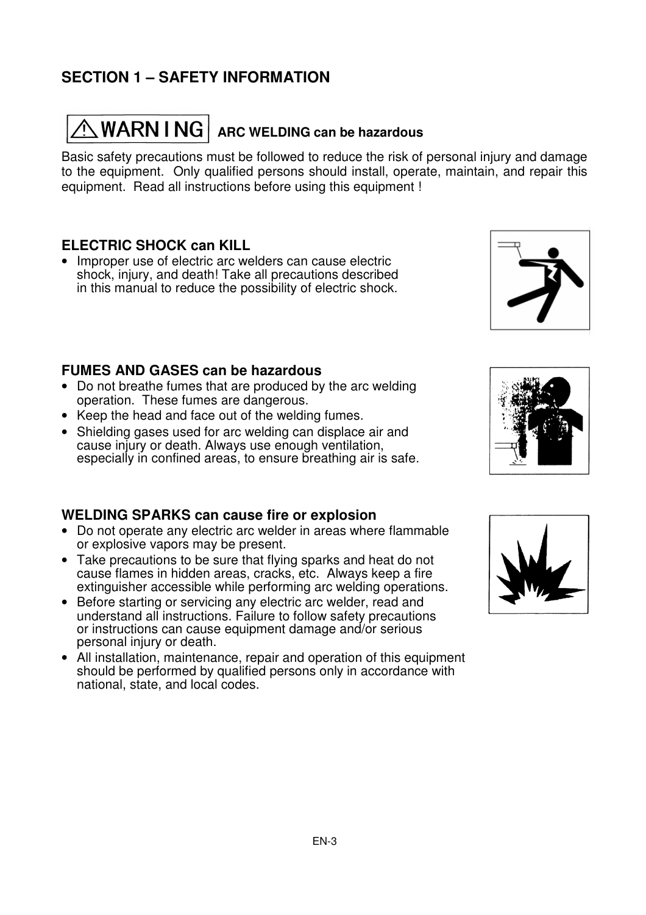# SECTION 1 – SAFETY INFORMATION

## ⚠WARNING **ARC WELDING can be hazardous**

Basic safety precautions must be followed to reduce the risk of personal injury and damage to the equipment. Only qualified persons should install, operate, maintain, and repair this equipment. Read all instructions before using this equipment !

### ELECTRIC SHOCK can KILL

- Improper use of electric arc welders can cause electric shock, injury, and death! Take all precautions described in this manual to reduce the possibility of electric shock.

### FUMES AND GASES can be hazardous

- Do not breathe fumes that are produced by the arc welding operation. These fumes are dangerous.
- Keep the head and face out of the welding fumes.
- Shielding gases used for arc welding can displace air and cause injury or death. Always use enough ventilation, especially in confined areas, to ensure breathing air is safe.

### WELDING SPARKS can cause fire or explosion

- Do not operate any electric arc welder in areas where flammable or explosive vapors may be present.
- Take precautions to be sure that flying sparks and heat do not cause flames in hidden areas, cracks, etc. Always keep a fire extinguisher accessible while performing arc welding operations.
- Before starting or servicing any electric arc welder, read and understand all instructions. Failure to follow safety precautions or instructions can cause equipment damage and/or serious personal injury or death.
- All installation, maintenance, repair and operation of this equipment should be performed by qualified persons only in accordance with national, state, and local codes.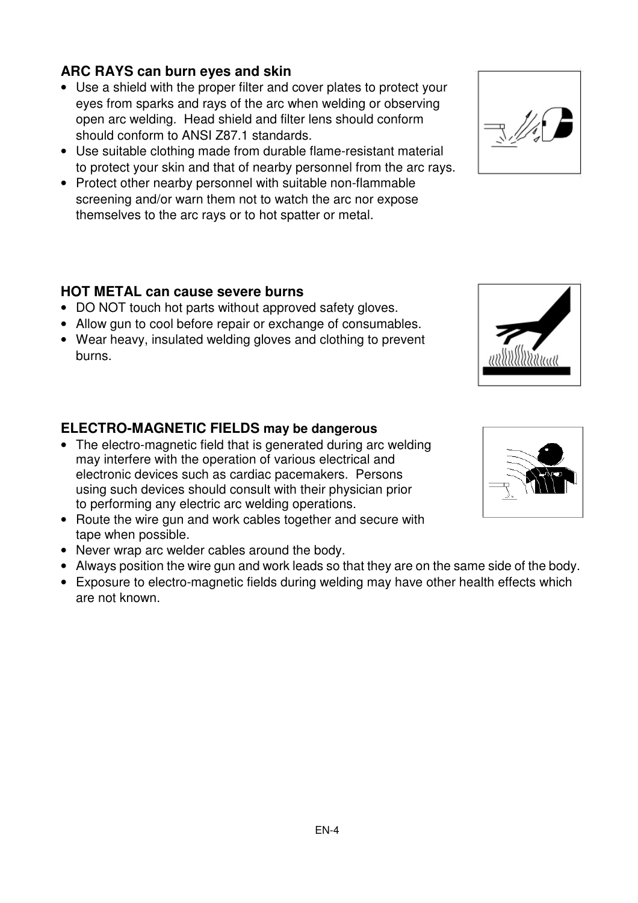### ARC RAYS can burn eyes and skin

- Use a shield with the proper filter and cover plates to protect your eyes from sparks and rays of the arc when welding or observing open arc welding. Head shield and filter lens should conform should conform to ANSI Z87.1 standards.
- Use suitable clothing made from durable flame-resistant material to protect your skin and that of nearby personnel from the arc rays.
- Protect other nearby personnel with suitable non-flammable screening and/or warn them not to watch the arc nor expose themselves to the arc rays or to hot spatter or metal.

### HOT METAL can cause severe burns

- DO NOT touch hot parts without approved safety gloves.
- Allow gun to cool before repair or exchange of consumables.
- Wear heavy, insulated welding gloves and clothing to prevent burns.

### ELECTRO-MAGNETIC FIELDS may be dangerous

- The electro-magnetic field that is generated during arc welding may interfere with the operation of various electrical and electronic devices such as cardiac pacemakers. Persons using such devices should consult with their physician prior to performing any electric arc welding operations.
- Route the wire gun and work cables together and secure with tape when possible.
- Never wrap arc welder cables around the body.
- Always position the wire gun and work leads so that they are on the same side of the body.
- Exposure to electro-magnetic fields during welding may have other health effects which are not known.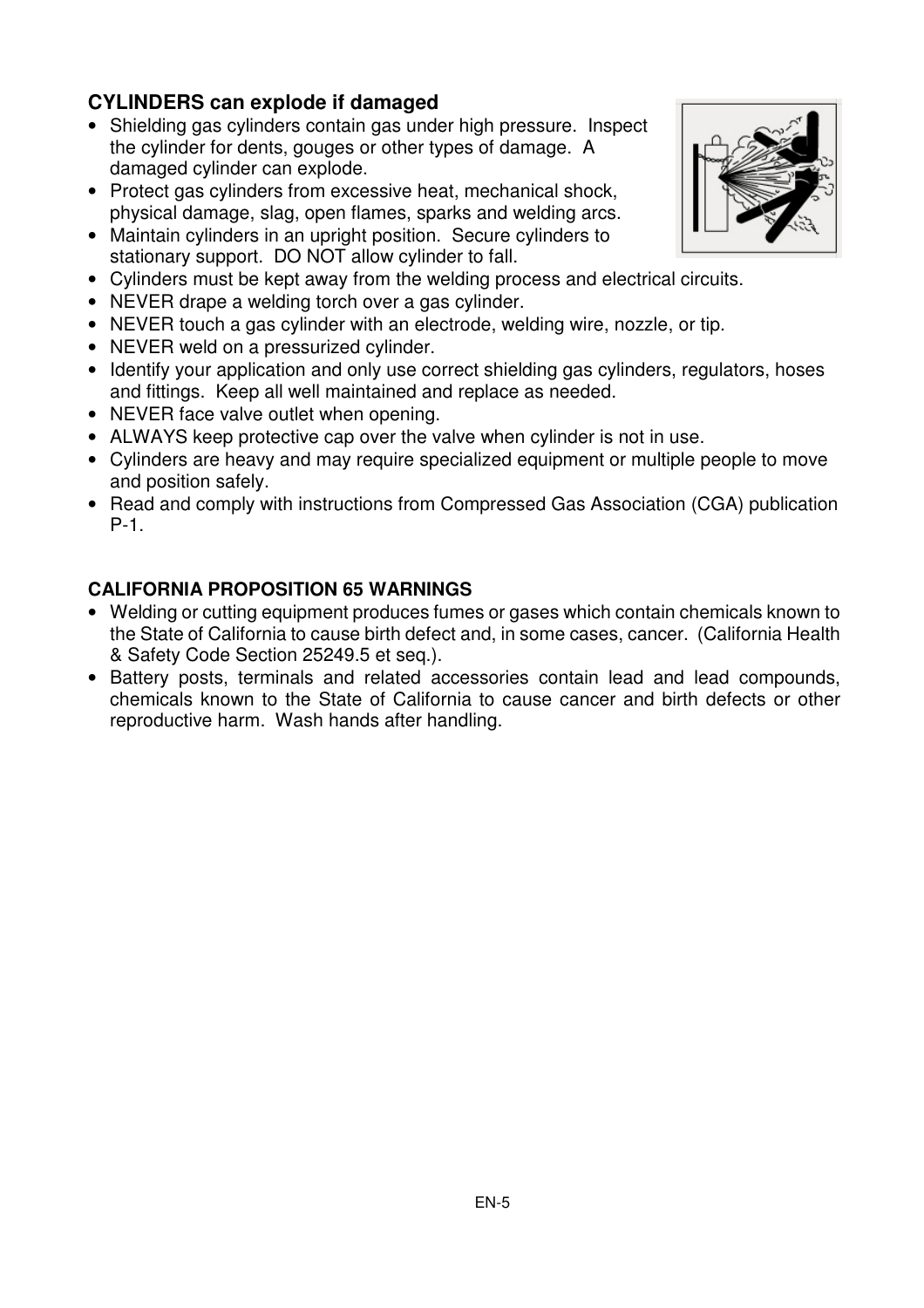### CYLINDERS can explode if damaged

- Shielding gas cylinders contain gas under high pressure. Inspect the cylinder for dents, gouges or other types of damage. A damaged cylinder can explode.
- Protect gas cylinders from excessive heat, mechanical shock, physical damage, slag, open flames, sparks and welding arcs.
- Maintain cylinders in an upright position. Secure cylinders to stationary support. DO NOT allow cylinder to fall.
- Cylinders must be kept away from the welding process and electrical circuits.
- NEVER drape a welding torch over a gas cylinder.
- NEVER touch a gas cylinder with an electrode, welding wire, nozzle, or tip.
- NEVER weld on a pressurized cylinder.
- Identify your application and only use correct shielding gas cylinders, regulators, hoses and fittings. Keep all well maintained and replace as needed.
- NEVER face valve outlet when opening.
- ALWAYS keep protective cap over the valve when cylinder is not in use.
- Cylinders are heavy and may require specialized equipment or multiple people to move and position safely.
- Read and comply with instructions from Compressed Gas Association (CGA) publication P-1.

### CALIFORNIA PROPOSITION 65 WARNINGS

- Welding or cutting equipment produces fumes or gases which contain chemicals known to the State of California to cause birth defect and, in some cases, cancer. (California Health & Safety Code Section 25249.5 et seq.).
- Battery posts, terminals and related accessories contain lead and lead compounds, chemicals known to the State of California to cause cancer and birth defects or other reproductive harm. Wash hands after handling.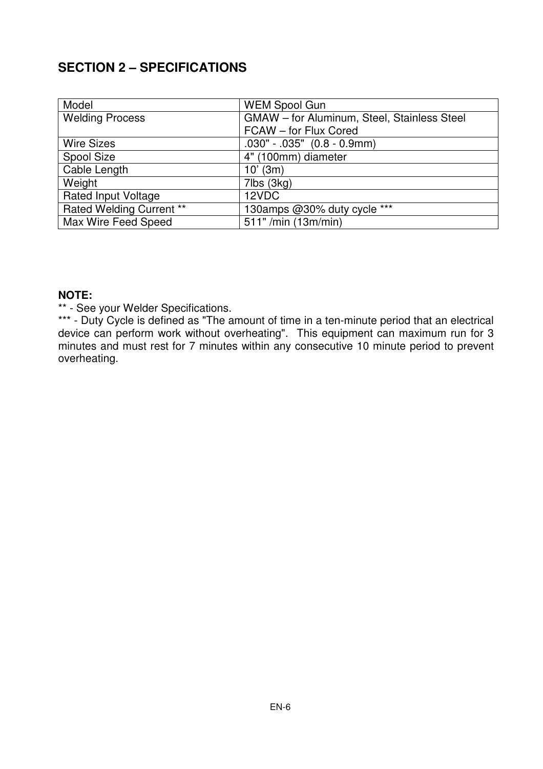## SECTION 2 – SPECIFICATIONS

| Model | WEM Spool Gun |
|---|---|
| Welding Process | GMAW – for Aluminum, Steel, Stainless Steel<br>FCAW – for Flux Cored |
| Wire Sizes | .030" - .035" (0.8 - 0.9mm) |
| Spool Size | 4" (100mm) diameter |
| Cable Length | 10' (3m) |
| Weight | 7lbs (3kg) |
| Rated Input Voltage | 12VDC |
| Rated Welding Current ** | 130amps @30% duty cycle *** |
| Max Wire Feed Speed | 511" /min (13m/min) |

**NOTE:**
** - See your Welder Specifications.
*** - Duty Cycle is defined as "The amount of time in a ten-minute period that an electrical device can perform work without overheating". This equipment can maximum run for 3 minutes and must rest for 7 minutes within any consecutive 10 minute period to prevent overheating.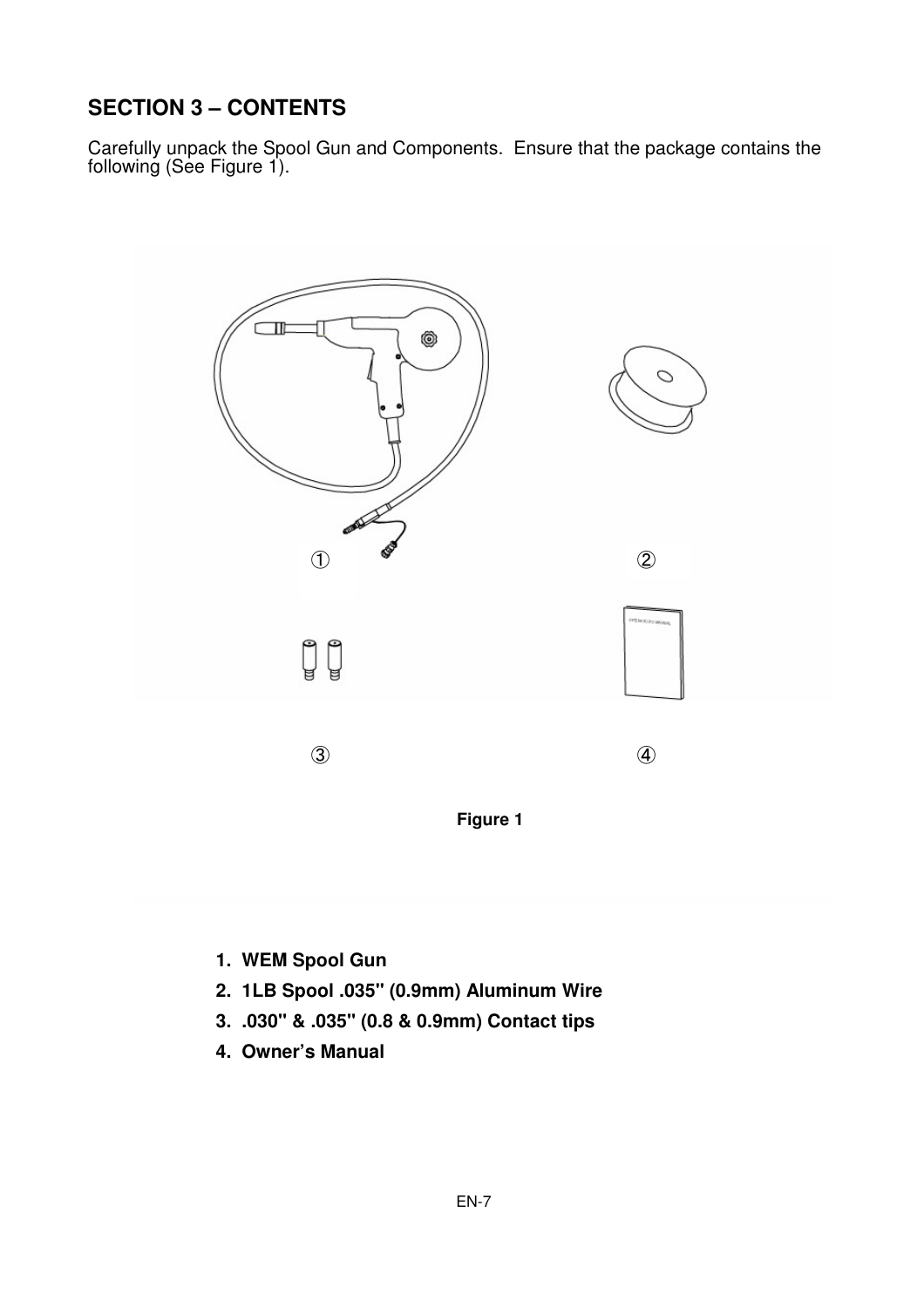## SECTION 3 – CONTENTS

Carefully unpack the Spool Gun and Components. Ensure that the package contains the following (See Figure 1).

Figure 1

1. **WEM Spool Gun**
2. **1LB Spool .035" (0.9mm) Aluminum Wire**
3. **.030" & .035" (0.8 & 0.9mm) Contact tips**
4. **Owner's Manual**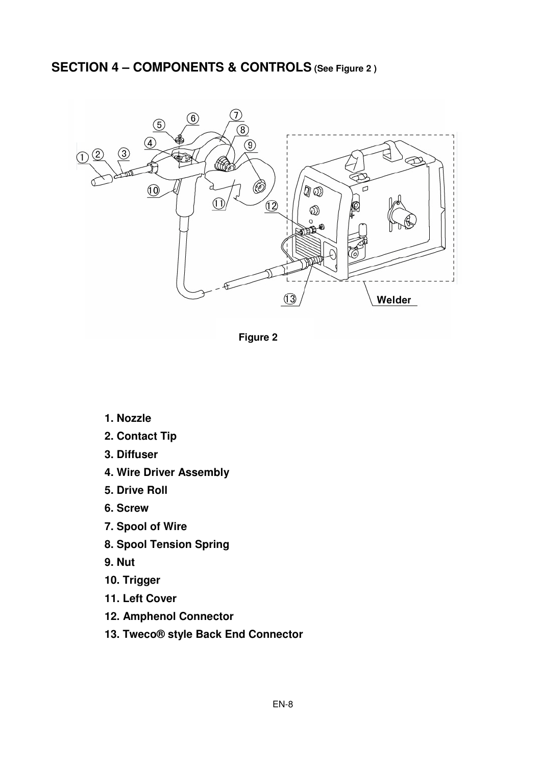## SECTION 4 – COMPONENTS & CONTROLS (See Figure 2 )

Figure 2

1. Nozzle
2. Contact Tip
3. Diffuser
4. Wire Driver Assembly
5. Drive Roll
6. Screw
7. Spool of Wire
8. Spool Tension Spring
9. Nut
10. Trigger
11. Left Cover
12. Amphenol Connector
13. Tweco® style Back End Connector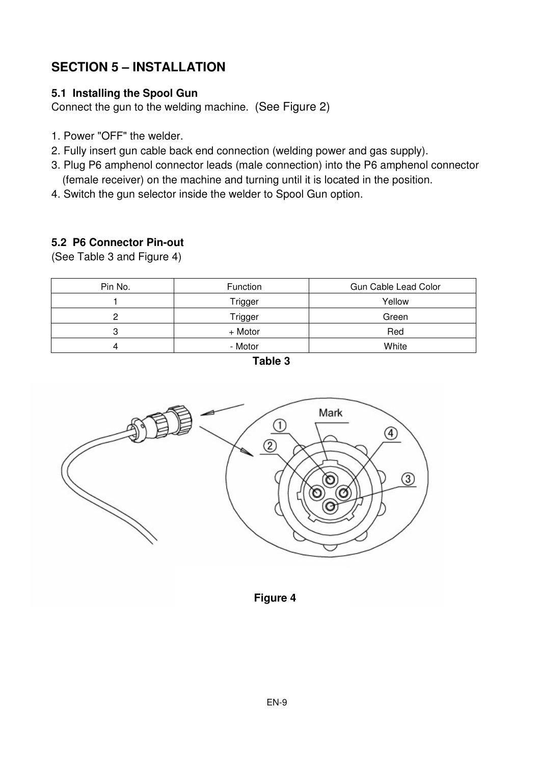# SECTION 5 – INSTALLATION

## 5.1 Installing the Spool Gun

Connect the gun to the welding machine. (See Figure 2)

1. Power "OFF" the welder.
2. Fully insert gun cable back end connection (welding power and gas supply).
3. Plug P6 amphenol connector leads (male connection) into the P6 amphenol connector (female receiver) on the machine and turning until it is located in the position.
4. Switch the gun selector inside the welder to Spool Gun option.

## 5.2 P6 Connector Pin-out

(See Table 3 and Figure 4)

| Pin No. | Function | Gun Cable Lead Color |
|---|---|---|
| 1 | Trigger | Yellow |
| 2 | Trigger | Green |
| 3 | + Motor | Red |
| 4 | - Motor | White |

**Table 3**

**Figure 4**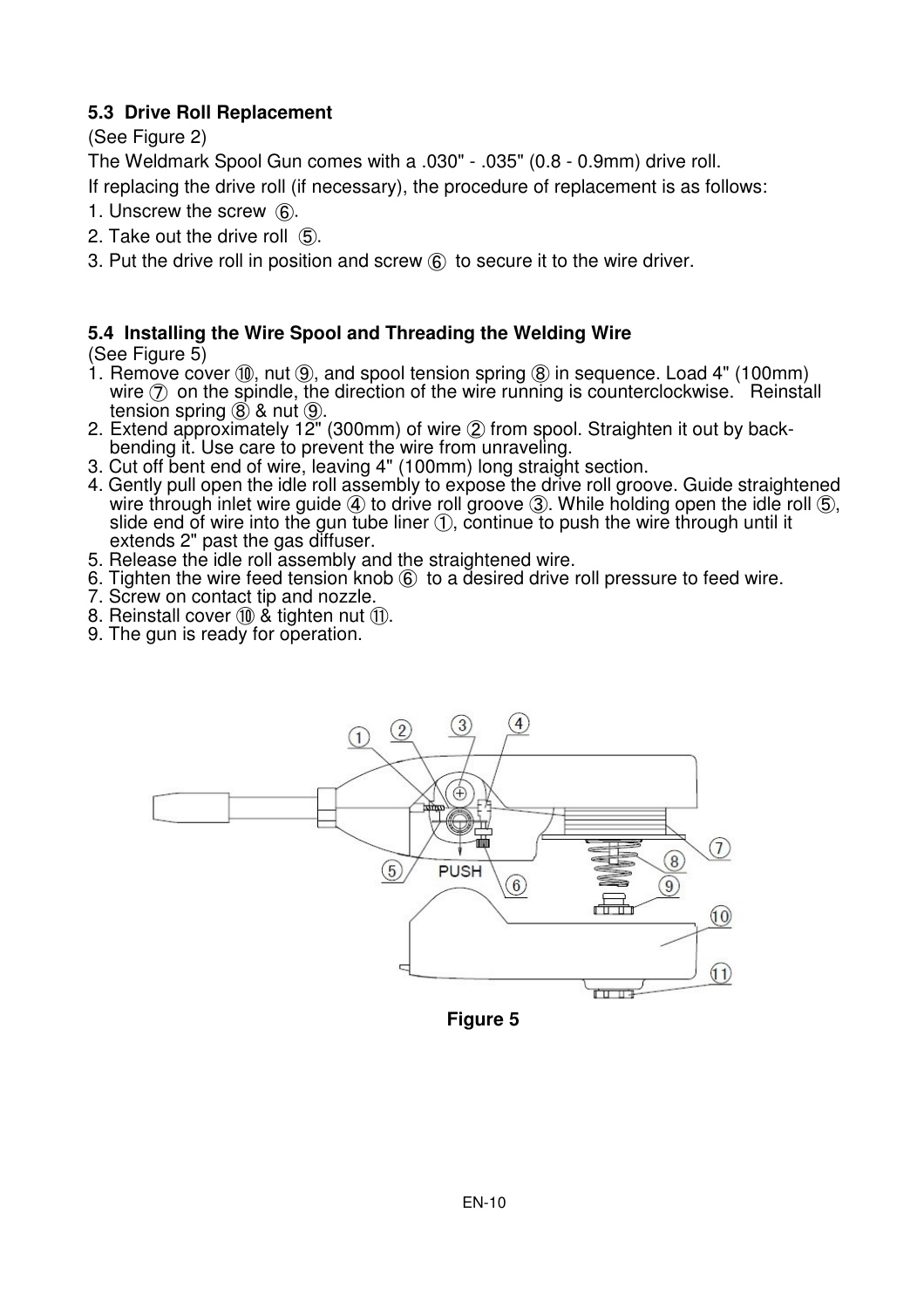**5.3 Drive Roll Replacement**

(See Figure 2)

The Weldmark Spool Gun comes with a .030" - .035" (0.8 - 0.9mm) drive roll.

If replacing the drive roll (if necessary), the procedure of replacement is as follows:

1. Unscrew the screw ⑥.
2. Take out the drive roll ⑤.
3. Put the drive roll in position and screw ⑥ to secure it to the wire driver.

**5.4 Installing the Wire Spool and Threading the Welding Wire**

(See Figure 5)

1. Remove cover ⑩, nut ⑨, and spool tension spring ⑧ in sequence. Load 4" (100mm) wire ⑦ on the spindle, the direction of the wire running is counterclockwise. Reinstall tension spring ⑧ & nut ⑨.
2. Extend approximately 12" (300mm) of wire ② from spool. Straighten it out by back-bending it. Use care to prevent the wire from unraveling.
3. Cut off bent end of wire, leaving 4" (100mm) long straight section.
4. Gently pull open the idle roll assembly to expose the drive roll groove. Guide straightened wire through inlet wire guide ④ to drive roll groove ③. While holding open the idle roll ⑤, slide end of wire into the gun tube liner ①, continue to push the wire through until it extends 2" past the gas diffuser.
5. Release the idle roll assembly and the straightened wire.
6. Tighten the wire feed tension knob ⑥ to a desired drive roll pressure to feed wire.
7. Screw on contact tip and nozzle.
8. Reinstall cover ⑩ & tighten nut ⑪.
9. The gun is ready for operation.

**Figure 5**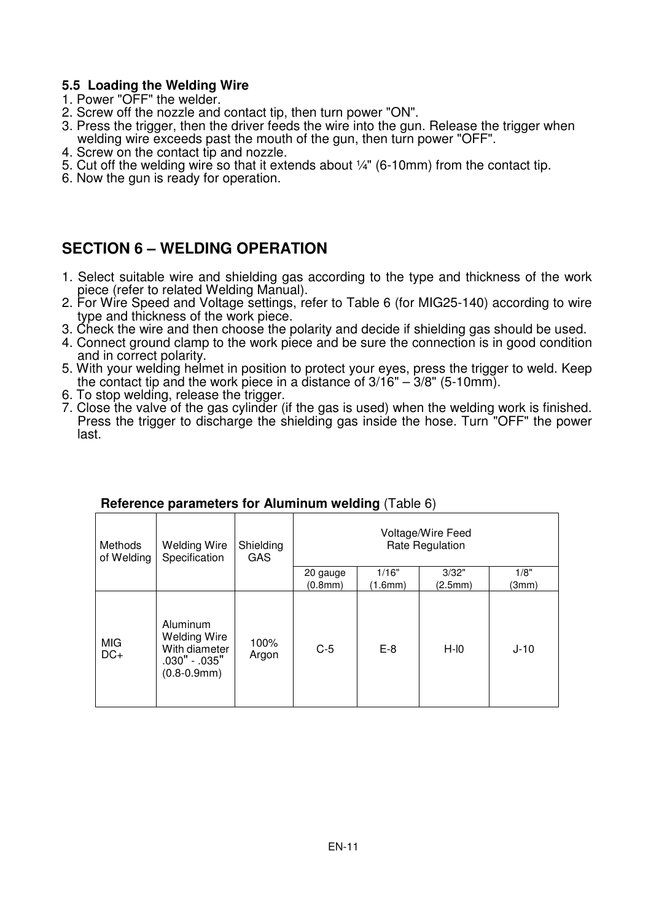### 5.5 Loading the Welding Wire

1. Power "OFF" the welder.
2. Screw off the nozzle and contact tip, then turn power "ON".
3. Press the trigger, then the driver feeds the wire into the gun. Release the trigger when welding wire exceeds past the mouth of the gun, then turn power "OFF".
4. Screw on the contact tip and nozzle.
5. Cut off the welding wire so that it extends about ¼" (6-10mm) from the contact tip.
6. Now the gun is ready for operation.

## SECTION 6 – WELDING OPERATION

1. Select suitable wire and shielding gas according to the type and thickness of the work piece (refer to related Welding Manual).
2. For Wire Speed and Voltage settings, refer to Table 6 (for MIG25-140) according to wire type and thickness of the work piece.
3. Check the wire and then choose the polarity and decide if shielding gas should be used.
4. Connect ground clamp to the work piece and be sure the connection is in good condition and in correct polarity.
5. With your welding helmet in position to protect your eyes, press the trigger to weld. Keep the contact tip and the work piece in a distance of 3/16" – 3/8" (5-10mm).
6. To stop welding, release the trigger.
7. Close the valve of the gas cylinder (if the gas is used) when the welding work is finished. Press the trigger to discharge the shielding gas inside the hose. Turn "OFF" the power last.

**Reference parameters for Aluminum welding** (Table 6)

| Methods of Welding | Welding Wire Specification | Shielding GAS | Voltage/Wire Feed Rate Regulation | | | |
|---|---|---|---|---|---|---|
| | | | 20 gauge (0.8mm) | 1/16" (1.6mm) | 3/32" (2.5mm) | 1/8" (3mm) |
| MIG DC+ | Aluminum Welding Wire With diameter .030" - .035" (0.8-0.9mm) | 100% Argon | C-5 | E-8 | H-l0 | J-10 |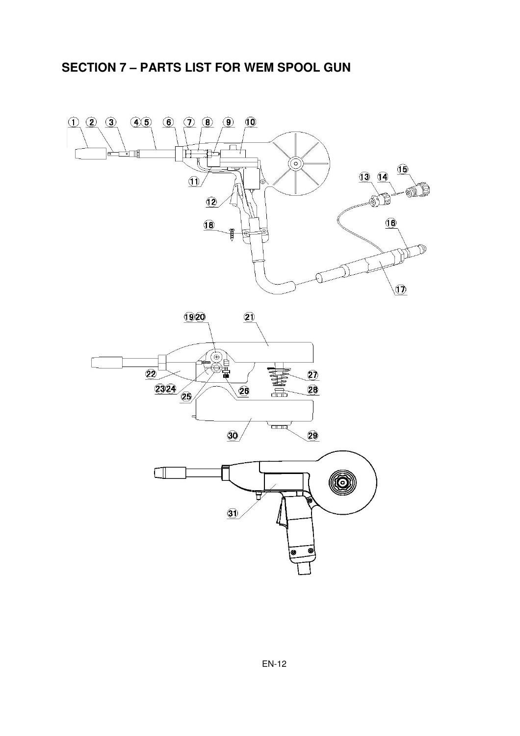## SECTION 7 – PARTS LIST FOR WEM SPOOL GUN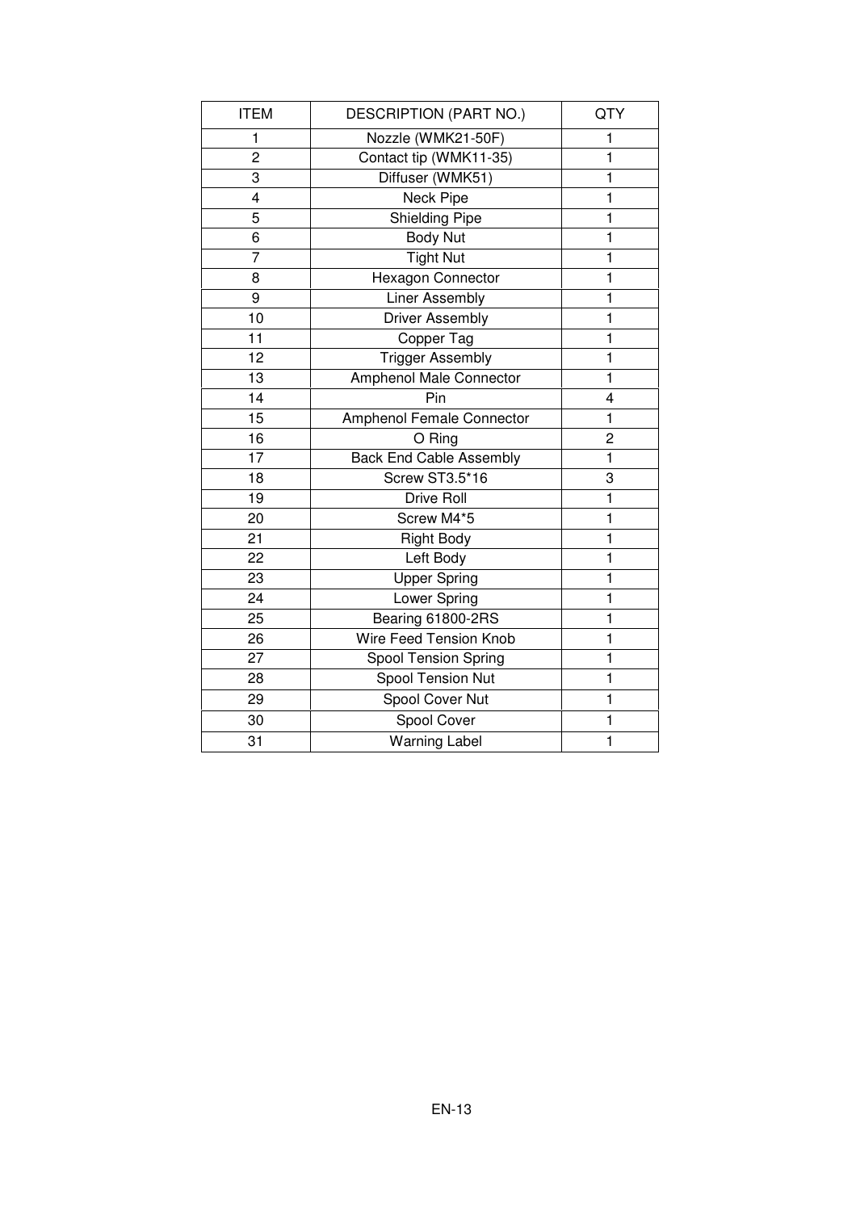| ITEM | DESCRIPTION (PART NO.) | QTY |
|---|---|---|
| 1 | Nozzle (WMK21-50F) | 1 |
| 2 | Contact tip (WMK11-35) | 1 |
| 3 | Diffuser (WMK51) | 1 |
| 4 | Neck Pipe | 1 |
| 5 | Shielding Pipe | 1 |
| 6 | Body Nut | 1 |
| 7 | Tight Nut | 1 |
| 8 | Hexagon Connector | 1 |
| 9 | Liner Assembly | 1 |
| 10 | Driver Assembly | 1 |
| 11 | Copper Tag | 1 |
| 12 | Trigger Assembly | 1 |
| 13 | Amphenol Male Connector | 1 |
| 14 | Pin | 4 |
| 15 | Amphenol Female Connector | 1 |
| 16 | O Ring | 2 |
| 17 | Back End Cable Assembly | 1 |
| 18 | Screw ST3.5*16 | 3 |
| 19 | Drive Roll | 1 |
| 20 | Screw M4*5 | 1 |
| 21 | Right Body | 1 |
| 22 | Left Body | 1 |
| 23 | Upper Spring | 1 |
| 24 | Lower Spring | 1 |
| 25 | Bearing 61800-2RS | 1 |
| 26 | Wire Feed Tension Knob | 1 |
| 27 | Spool Tension Spring | 1 |
| 28 | Spool Tension Nut | 1 |
| 29 | Spool Cover Nut | 1 |
| 30 | Spool Cover | 1 |
| 31 | Warning Label | 1 |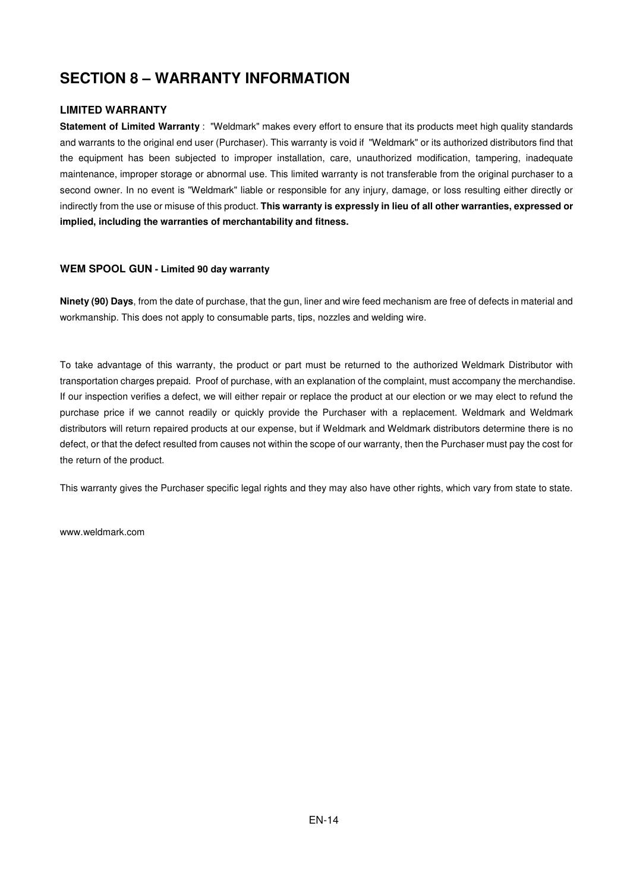# SECTION 8 – WARRANTY INFORMATION

### LIMITED WARRANTY

**Statement of Limited Warranty** : "Weldmark" makes every effort to ensure that its products meet high quality standards and warrants to the original end user (Purchaser). This warranty is void if "Weldmark" or its authorized distributors find that the equipment has been subjected to improper installation, care, unauthorized modification, tampering, inadequate maintenance, improper storage or abnormal use. This limited warranty is not transferable from the original purchaser to a second owner. In no event is "Weldmark" liable or responsible for any injury, damage, or loss resulting either directly or indirectly from the use or misuse of this product. **This warranty is expressly in lieu of all other warranties, expressed or implied, including the warranties of merchantability and fitness.**

### WEM SPOOL GUN - Limited 90 day warranty

**Ninety (90) Days**, from the date of purchase, that the gun, liner and wire feed mechanism are free of defects in material and workmanship. This does not apply to consumable parts, tips, nozzles and welding wire.

To take advantage of this warranty, the product or part must be returned to the authorized Weldmark Distributor with transportation charges prepaid. Proof of purchase, with an explanation of the complaint, must accompany the merchandise. If our inspection verifies a defect, we will either repair or replace the product at our election or we may elect to refund the purchase price if we cannot readily or quickly provide the Purchaser with a replacement. Weldmark and Weldmark distributors will return repaired products at our expense, but if Weldmark and Weldmark distributors determine there is no defect, or that the defect resulted from causes not within the scope of our warranty, then the Purchaser must pay the cost for the return of the product.

This warranty gives the Purchaser specific legal rights and they may also have other rights, which vary from state to state.

www.weldmark.com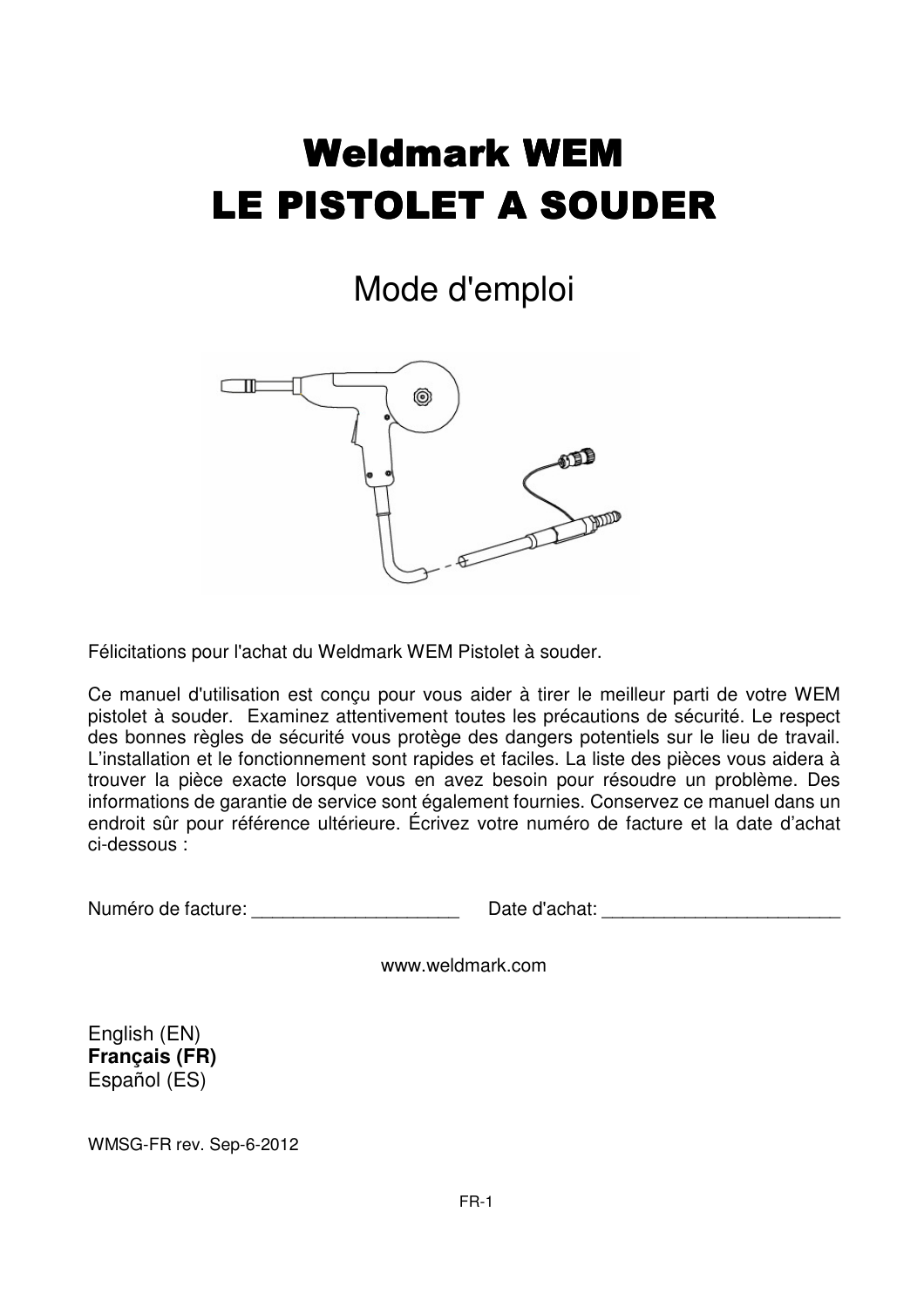# Weldmark WEM
# LE PISTOLET A SOUDER

## Mode d'emploi

Félicitations pour l'achat du Weldmark WEM Pistolet à souder.

Ce manuel d'utilisation est conçu pour vous aider à tirer le meilleur parti de votre WEM pistolet à souder. Examinez attentivement toutes les précautions de sécurité. Le respect des bonnes règles de sécurité vous protège des dangers potentiels sur le lieu de travail. L'installation et le fonctionnement sont rapides et faciles. La liste des pièces vous aidera à trouver la pièce exacte lorsque vous en avez besoin pour résoudre un problème. Des informations de garantie de service sont également fournies. Conservez ce manuel dans un endroit sûr pour référence ultérieure. Écrivez votre numéro de facture et la date d'achat ci-dessous :

Numéro de facture: ____________________     Date d'achat: _______________________

www.weldmark.com

English (EN)
**Français (FR)**
Español (ES)

WMSG-FR rev. Sep-6-2012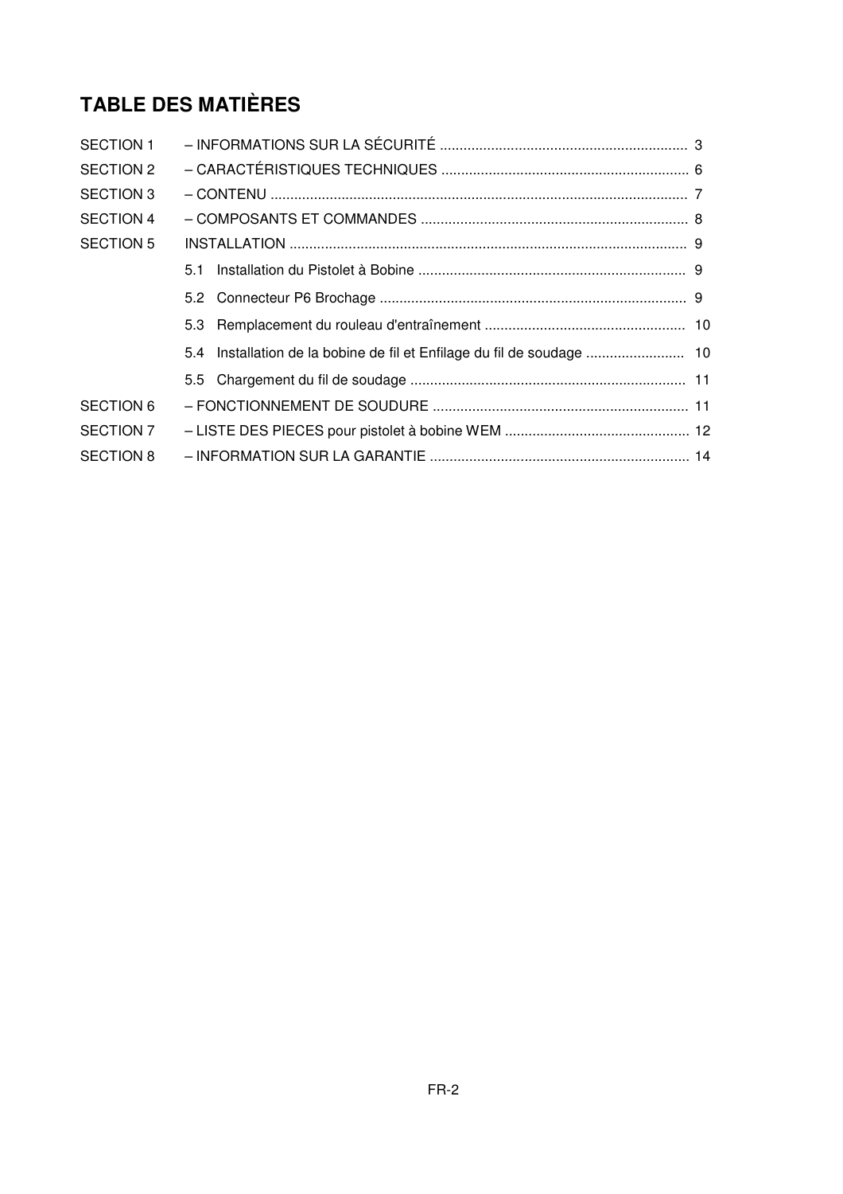# TABLE DES MATIÈRES

| | | |
|---|---|---|
| SECTION 1 | – INFORMATIONS SUR LA SÉCURITÉ | 3 |
| SECTION 2 | – CARACTÉRISTIQUES TECHNIQUES | 6 |
| SECTION 3 | – CONTENU | 7 |
| SECTION 4 | – COMPOSANTS ET COMMANDES | 8 |
| SECTION 5 | INSTALLATION | 9 |
| | 5.1 Installation du Pistolet à Bobine | 9 |
| | 5.2 Connecteur P6 Brochage | 9 |
| | 5.3 Remplacement du rouleau d'entraînement | 10 |
| | 5.4 Installation de la bobine de fil et Enfilage du fil de soudage | 10 |
| | 5.5 Chargement du fil de soudage | 11 |
| SECTION 6 | – FONCTIONNEMENT DE SOUDURE | 11 |
| SECTION 7 | – LISTE DES PIECES pour pistolet à bobine WEM | 12 |
| SECTION 8 | – INFORMATION SUR LA GARANTIE | 14 |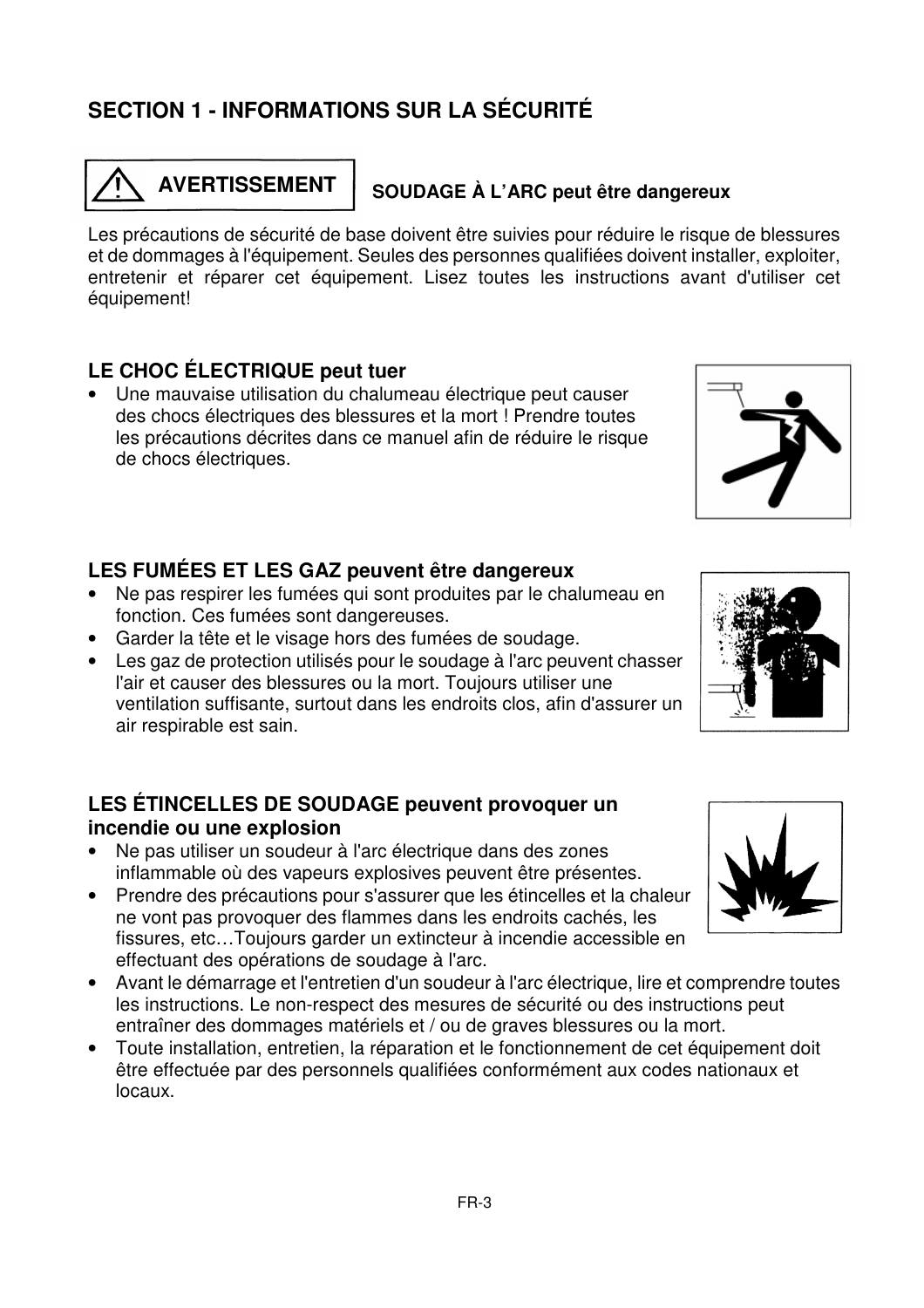# SECTION 1 - INFORMATIONS SUR LA SÉCURITÉ

**⚠ AVERTISSEMENT** **SOUDAGE À L'ARC peut être dangereux**

Les précautions de sécurité de base doivent être suivies pour réduire le risque de blessures et de dommages à l'équipement. Seules des personnes qualifiées doivent installer, exploiter, entretenir et réparer cet équipement. Lisez toutes les instructions avant d'utiliser cet équipement!

### LE CHOC ÉLECTRIQUE peut tuer

- Une mauvaise utilisation du chalumeau électrique peut causer des chocs électriques des blessures et la mort ! Prendre toutes les précautions décrites dans ce manuel afin de réduire le risque de chocs électriques.

### LES FUMÉES ET LES GAZ peuvent être dangereux

- Ne pas respirer les fumées qui sont produites par le chalumeau en fonction. Ces fumées sont dangereuses.
- Garder la tête et le visage hors des fumées de soudage.
- Les gaz de protection utilisés pour le soudage à l'arc peuvent chasser l'air et causer des blessures ou la mort. Toujours utiliser une ventilation suffisante, surtout dans les endroits clos, afin d'assurer un air respirable est sain.

### LES ÉTINCELLES DE SOUDAGE peuvent provoquer un incendie ou une explosion

- Ne pas utiliser un soudeur à l'arc électrique dans des zones inflammable où des vapeurs explosives peuvent être présentes.
- Prendre des précautions pour s'assurer que les étincelles et la chaleur ne vont pas provoquer des flammes dans les endroits cachés, les fissures, etc…Toujours garder un extincteur à incendie accessible en effectuant des opérations de soudage à l'arc.
- Avant le démarrage et l'entretien d'un soudeur à l'arc électrique, lire et comprendre toutes les instructions. Le non-respect des mesures de sécurité ou des instructions peut entraîner des dommages matériels et / ou de graves blessures ou la mort.
- Toute installation, entretien, la réparation et le fonctionnement de cet équipement doit être effectuée par des personnels qualifiées conformément aux codes nationaux et locaux.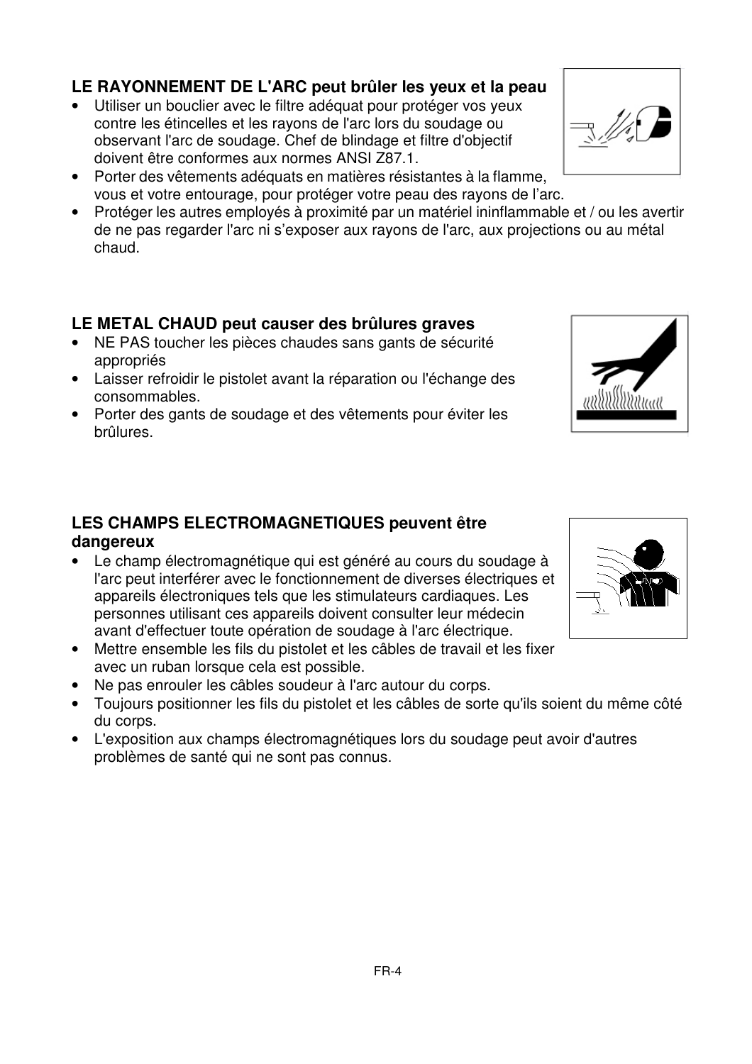### LE RAYONNEMENT DE L'ARC peut brûler les yeux et la peau

- Utiliser un bouclier avec le filtre adéquat pour protéger vos yeux contre les étincelles et les rayons de l'arc lors du soudage ou observant l'arc de soudage. Chef de blindage et filtre d'objectif doivent être conformes aux normes ANSI Z87.1.
- Porter des vêtements adéquats en matières résistantes à la flamme, vous et votre entourage, pour protéger votre peau des rayons de l'arc.
- Protéger les autres employés à proximité par un matériel ininflammable et / ou les avertir de ne pas regarder l'arc ni s'exposer aux rayons de l'arc, aux projections ou au métal chaud.

### LE METAL CHAUD peut causer des brûlures graves

- NE PAS toucher les pièces chaudes sans gants de sécurité appropriés
- Laisser refroidir le pistolet avant la réparation ou l'échange des consommables.
- Porter des gants de soudage et des vêtements pour éviter les brûlures.

### LES CHAMPS ELECTROMAGNETIQUES peuvent être dangereux

- Le champ électromagnétique qui est généré au cours du soudage à l'arc peut interférer avec le fonctionnement de diverses électriques et appareils électroniques tels que les stimulateurs cardiaques. Les personnes utilisant ces appareils doivent consulter leur médecin avant d'effectuer toute opération de soudage à l'arc électrique.
- Mettre ensemble les fils du pistolet et les câbles de travail et les fixer avec un ruban lorsque cela est possible.
- Ne pas enrouler les câbles soudeur à l'arc autour du corps.
- Toujours positionner les fils du pistolet et les câbles de sorte qu'ils soient du même côté du corps.
- L'exposition aux champs électromagnétiques lors du soudage peut avoir d'autres problèmes de santé qui ne sont pas connus.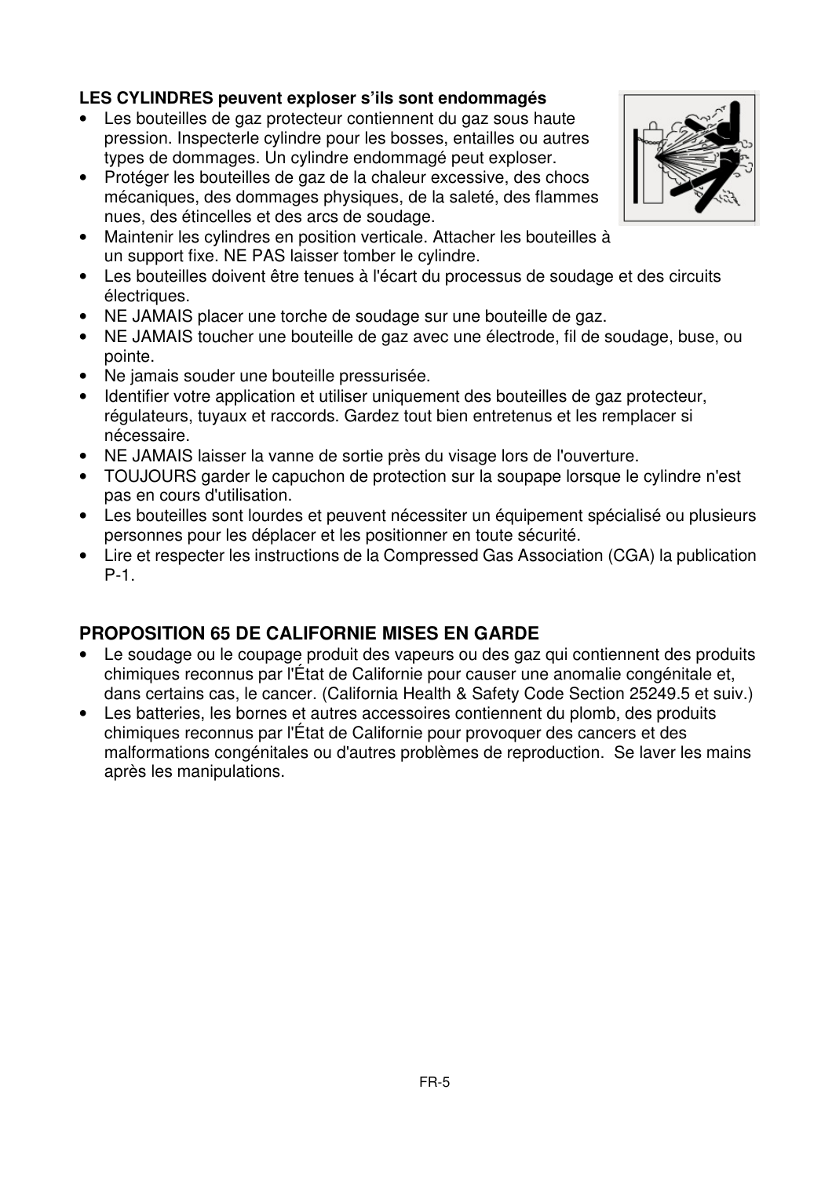**LES CYLINDRES peuvent exploser s'ils sont endommagés**

- Les bouteilles de gaz protecteur contiennent du gaz sous haute pression. Inspecterle cylindre pour les bosses, entailles ou autres types de dommages. Un cylindre endommagé peut exploser.
- Protéger les bouteilles de gaz de la chaleur excessive, des chocs mécaniques, des dommages physiques, de la saleté, des flammes nues, des étincelles et des arcs de soudage.
- Maintenir les cylindres en position verticale. Attacher les bouteilles à un support fixe. NE PAS laisser tomber le cylindre.
- Les bouteilles doivent être tenues à l'écart du processus de soudage et des circuits électriques.
- NE JAMAIS placer une torche de soudage sur une bouteille de gaz.
- NE JAMAIS toucher une bouteille de gaz avec une électrode, fil de soudage, buse, ou pointe.
- Ne jamais souder une bouteille pressurisée.
- Identifier votre application et utiliser uniquement des bouteilles de gaz protecteur, régulateurs, tuyaux et raccords. Gardez tout bien entretenus et les remplacer si nécessaire.
- NE JAMAIS laisser la vanne de sortie près du visage lors de l'ouverture.
- TOUJOURS garder le capuchon de protection sur la soupape lorsque le cylindre n'est pas en cours d'utilisation.
- Les bouteilles sont lourdes et peuvent nécessiter un équipement spécialisé ou plusieurs personnes pour les déplacer et les positionner en toute sécurité.
- Lire et respecter les instructions de la Compressed Gas Association (CGA) la publication P-1.

## PROPOSITION 65 DE CALIFORNIE MISES EN GARDE

- Le soudage ou le coupage produit des vapeurs ou des gaz qui contiennent des produits chimiques reconnus par l'État de Californie pour causer une anomalie congénitale et, dans certains cas, le cancer. (California Health & Safety Code Section 25249.5 et suiv.)
- Les batteries, les bornes et autres accessoires contiennent du plomb, des produits chimiques reconnus par l'État de Californie pour provoquer des cancers et des malformations congénitales ou d'autres problèmes de reproduction. Se laver les mains après les manipulations.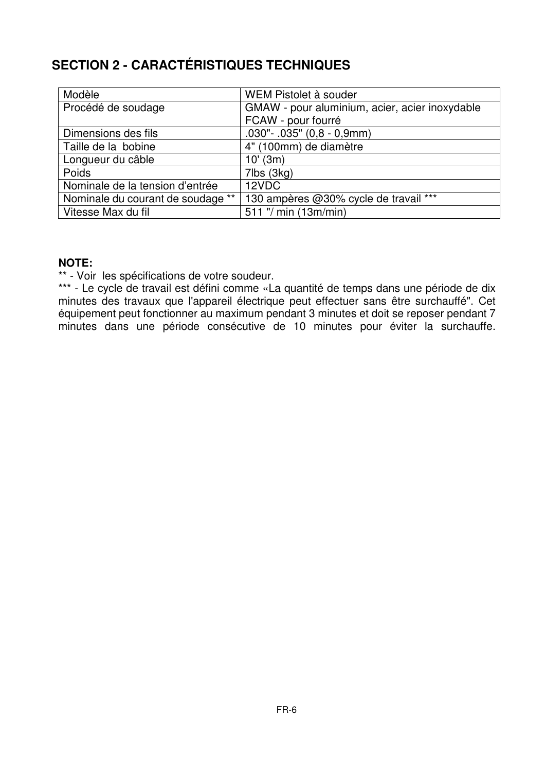## SECTION 2 - CARACTÉRISTIQUES TECHNIQUES

| Modèle | WEM Pistolet à souder |
|---|---|
| Procédé de soudage | GMAW - pour aluminium, acier, acier inoxydable<br>FCAW - pour fourré |
| Dimensions des fils | .030"- .035" (0,8 - 0,9mm) |
| Taille de la bobine | 4" (100mm) de diamètre |
| Longueur du câble | 10' (3m) |
| Poids | 7lbs (3kg) |
| Nominale de la tension d'entrée | 12VDC |
| Nominale du courant de soudage ** | 130 ampères @30% cycle de travail *** |
| Vitesse Max du fil | 511 "/ min (13m/min) |

**NOTE:**

** - Voir les spécifications de votre soudeur.

*** - Le cycle de travail est défini comme «La quantité de temps dans une période de dix minutes des travaux que l'appareil électrique peut effectuer sans être surchauffé". Cet équipement peut fonctionner au maximum pendant 3 minutes et doit se reposer pendant 7 minutes dans une période consécutive de 10 minutes pour éviter la surchauffe.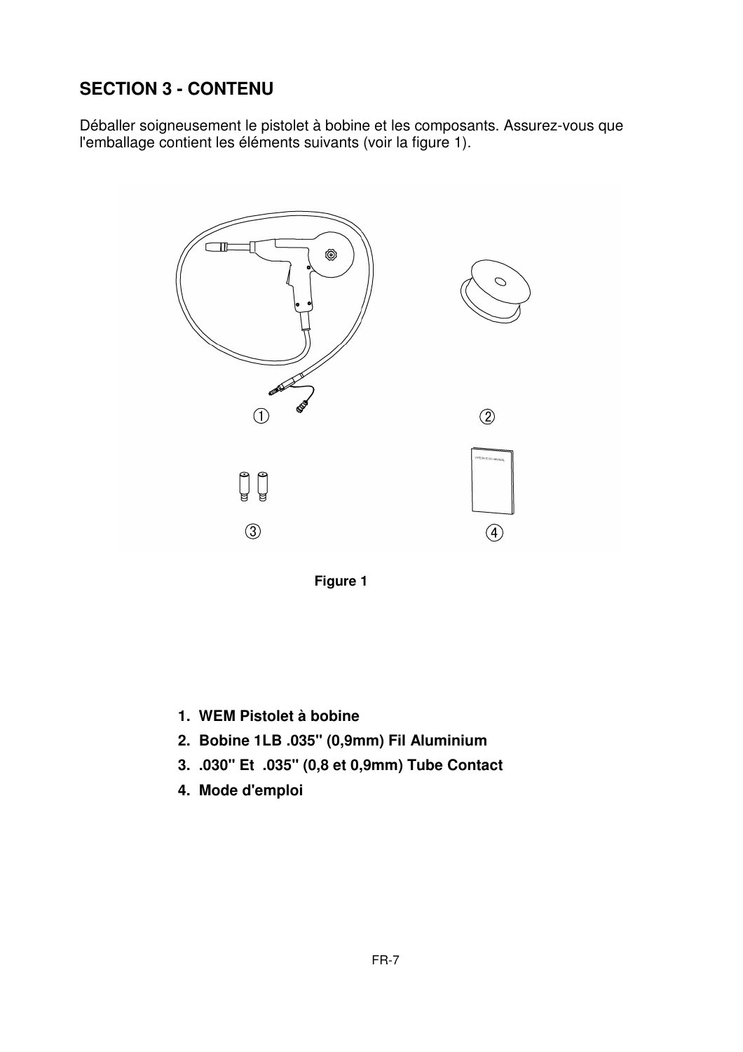## SECTION 3 - CONTENU

Déballer soigneusement le pistolet à bobine et les composants. Assurez-vous que l'emballage contient les éléments suivants (voir la figure 1).

Figure 1

1. **WEM Pistolet à bobine**
2. **Bobine 1LB .035" (0,9mm) Fil Aluminium**
3. **.030" Et .035" (0,8 et 0,9mm) Tube Contact**
4. **Mode d'emploi**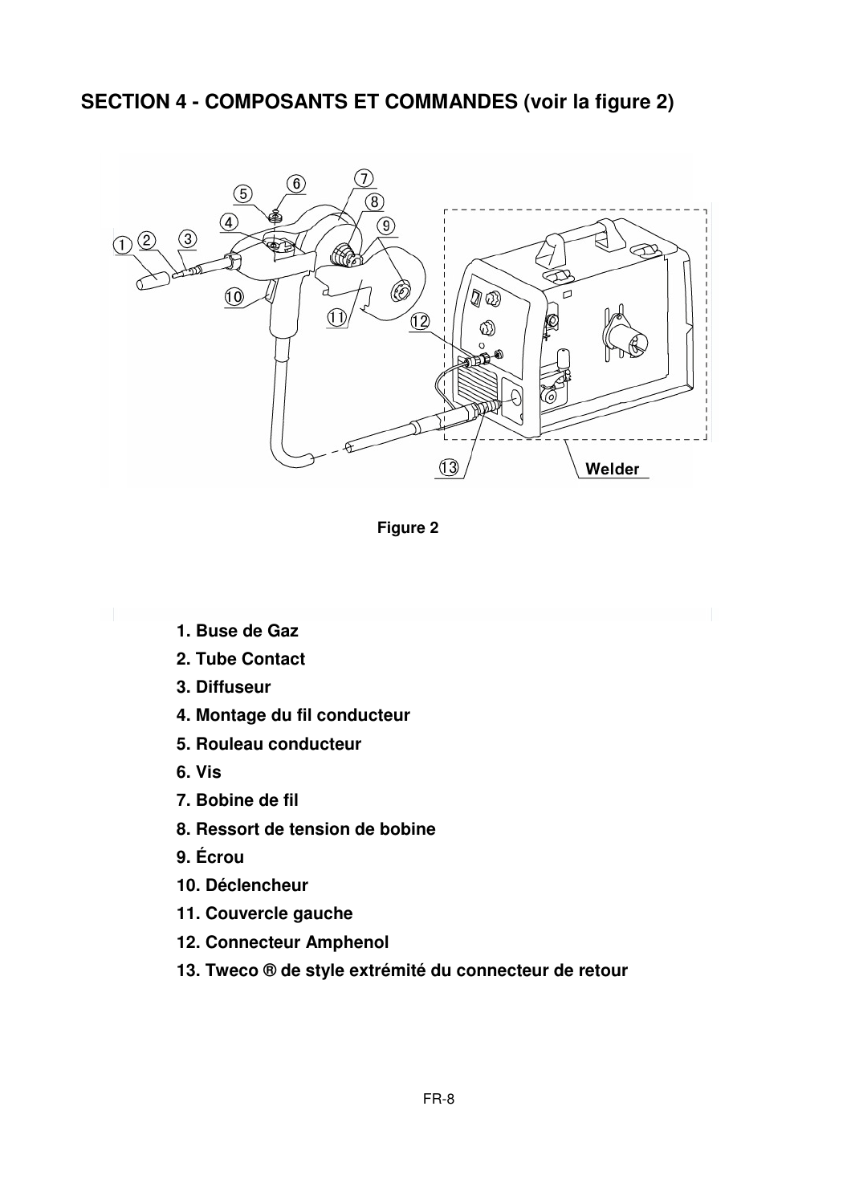## SECTION 4 - COMPOSANTS ET COMMANDES (voir la figure 2)

Figure 2

1. **Buse de Gaz**
2. **Tube Contact**
3. **Diffuseur**
4. **Montage du fil conducteur**
5. **Rouleau conducteur**
6. **Vis**
7. **Bobine de fil**
8. **Ressort de tension de bobine**
9. **Écrou**
10. **Déclencheur**
11. **Couvercle gauche**
12. **Connecteur Amphenol**
13. **Tweco ® de style extrémité du connecteur de retour**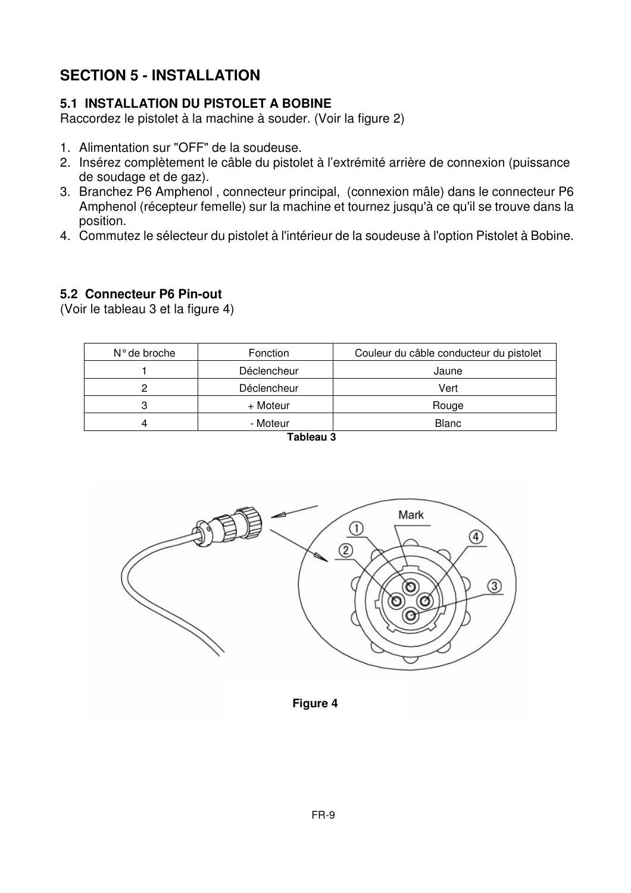# SECTION 5 - INSTALLATION

## 5.1 INSTALLATION DU PISTOLET A BOBINE

Raccordez le pistolet à la machine à souder. (Voir la figure 2)

1. Alimentation sur "OFF" de la soudeuse.
2. Insérez complètement le câble du pistolet à l'extrémité arrière de connexion (puissance de soudage et de gaz).
3. Branchez P6 Amphenol , connecteur principal, (connexion mâle) dans le connecteur P6 Amphenol (récepteur femelle) sur la machine et tournez jusqu'à ce qu'il se trouve dans la position.
4. Commutez le sélecteur du pistolet à l'intérieur de la soudeuse à l'option Pistolet à Bobine.

## 5.2 Connecteur P6 Pin-out

(Voir le tableau 3 et la figure 4)

| N° de broche | Fonction | Couleur du câble conducteur du pistolet |
|---|---|---|
| 1 | Déclencheur | Jaune |
| 2 | Déclencheur | Vert |
| 3 | + Moteur | Rouge |
| 4 | - Moteur | Blanc |

**Tableau 3**

**Figure 4**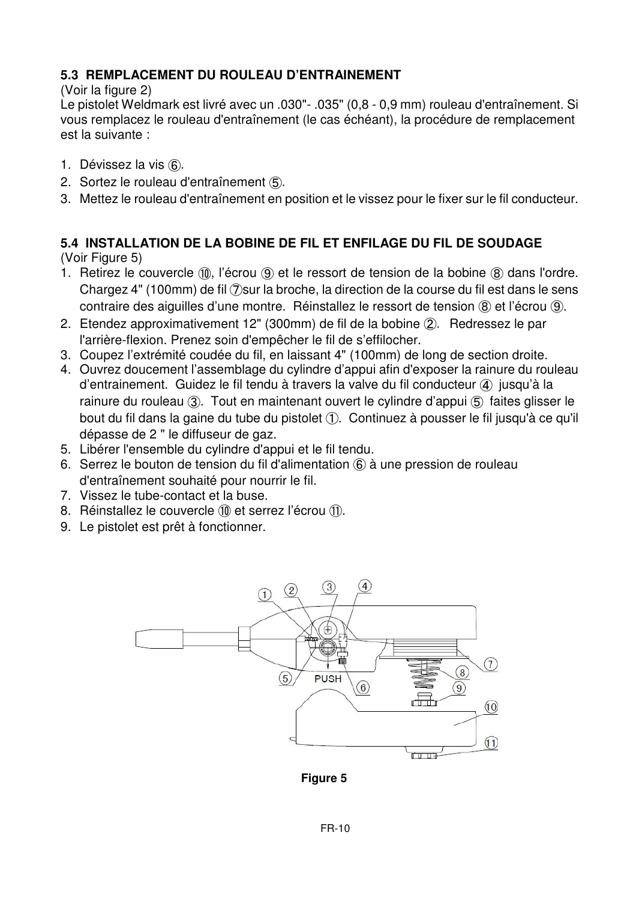### 5.3 REMPLACEMENT DU ROULEAU D'ENTRAINEMENT

(Voir la figure 2)

Le pistolet Weldmark est livré avec un .030"- .035" (0,8 - 0,9 mm) rouleau d'entraînement. Si vous remplacez le rouleau d'entraînement (le cas échéant), la procédure de remplacement est la suivante :

1. Dévissez la vis ⑥.
2. Sortez le rouleau d'entraînement ⑤.
3. Mettez le rouleau d'entraînement en position et le vissez pour le fixer sur le fil conducteur.

### 5.4 INSTALLATION DE LA BOBINE DE FIL ET ENFILAGE DU FIL DE SOUDAGE

(Voir Figure 5)

1. Retirez le couvercle ⑩, l'écrou ⑨ et le ressort de tension de la bobine ⑧ dans l'ordre. Chargez 4" (100mm) de fil ⑦sur la broche, la direction de la course du fil est dans le sens contraire des aiguilles d'une montre. Réinstallez le ressort de tension ⑧ et l'écrou ⑨.
2. Etendez approximativement 12" (300mm) de fil de la bobine ②. Redressez le par l'arrière-flexion. Prenez soin d'empêcher le fil de s'effilocher.
3. Coupez l'extrémité coudée du fil, en laissant 4" (100mm) de long de section droite.
4. Ouvrez doucement l'assemblage du cylindre d'appui afin d'exposer la rainure du rouleau d'entrainement. Guidez le fil tendu à travers la valve du fil conducteur ④ jusqu'à la rainure du rouleau ③. Tout en maintenant ouvert le cylindre d'appui ⑤ faites glisser le bout du fil dans la gaine du tube du pistolet ①. Continuez à pousser le fil jusqu'à ce qu'il dépasse de 2 " le diffuseur de gaz.
5. Libérer l'ensemble du cylindre d'appui et le fil tendu.
6. Serrez le bouton de tension du fil d'alimentation ⑥ à une pression de rouleau d'entraînement souhaité pour nourrir le fil.
7. Vissez le tube-contact et la buse.
8. Réinstallez le couvercle ⑩ et serrez l'écrou ⑪.
9. Le pistolet est prêt à fonctionner.

**Figure 5**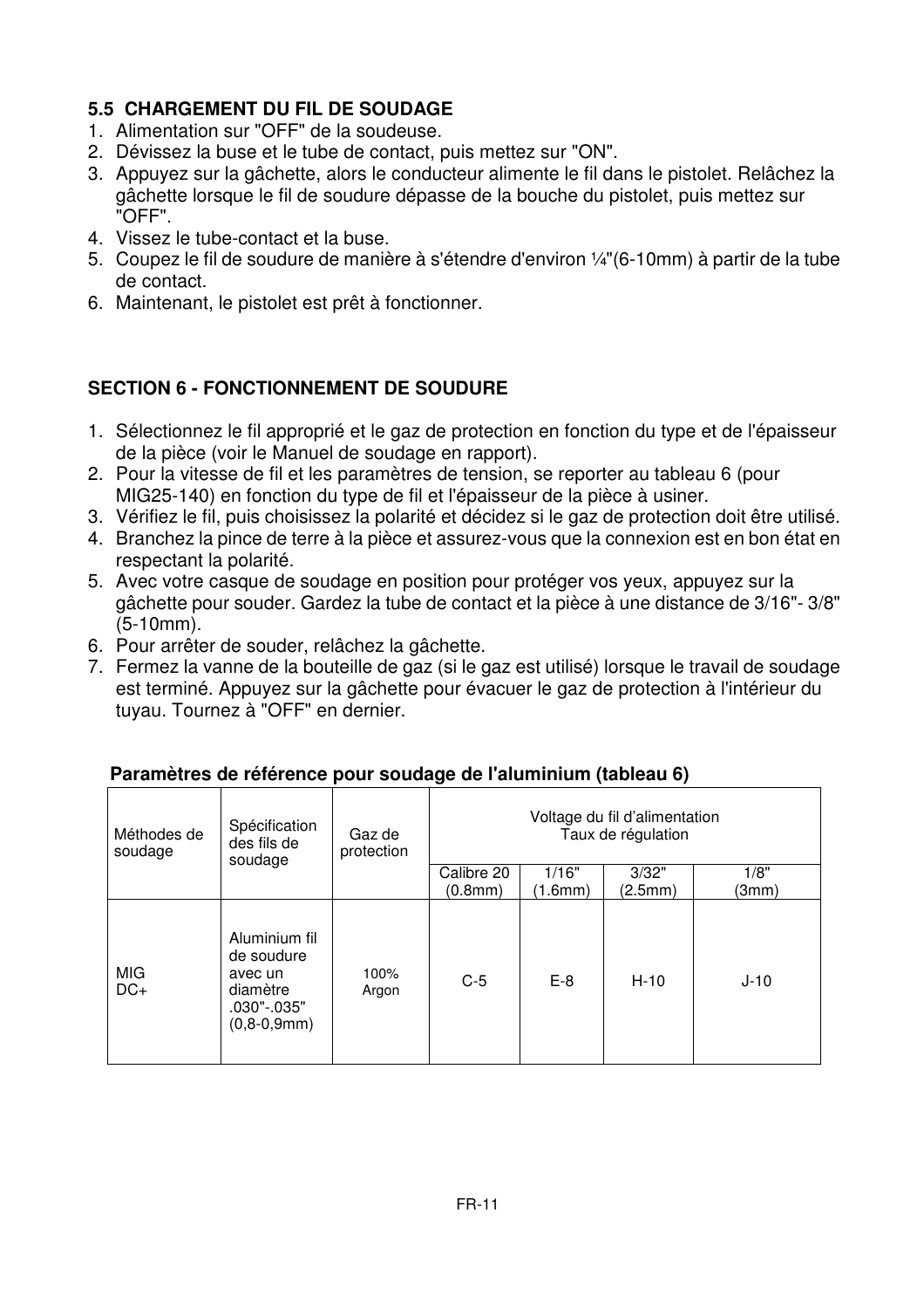### 5.5 CHARGEMENT DU FIL DE SOUDAGE

1. Alimentation sur "OFF" de la soudeuse.
2. Dévissez la buse et le tube de contact, puis mettez sur "ON".
3. Appuyez sur la gâchette, alors le conducteur alimente le fil dans le pistolet. Relâchez la gâchette lorsque le fil de soudure dépasse de la bouche du pistolet, puis mettez sur "OFF".
4. Vissez le tube-contact et la buse.
5. Coupez le fil de soudure de manière à s'étendre d'environ ¼"(6-10mm) à partir de la tube de contact.
6. Maintenant, le pistolet est prêt à fonctionner.

## SECTION 6 - FONCTIONNEMENT DE SOUDURE

1. Sélectionnez le fil approprié et le gaz de protection en fonction du type et de l'épaisseur de la pièce (voir le Manuel de soudage en rapport).
2. Pour la vitesse de fil et les paramètres de tension, se reporter au tableau 6 (pour MIG25-140) en fonction du type de fil et l'épaisseur de la pièce à usiner.
3. Vérifiez le fil, puis choisissez la polarité et décidez si le gaz de protection doit être utilisé.
4. Branchez la pince de terre à la pièce et assurez-vous que la connexion est en bon état en respectant la polarité.
5. Avec votre casque de soudage en position pour protéger vos yeux, appuyez sur la gâchette pour souder. Gardez la tube de contact et la pièce à une distance de 3/16"- 3/8" (5-10mm).
6. Pour arrêter de souder, relâchez la gâchette.
7. Fermez la vanne de la bouteille de gaz (si le gaz est utilisé) lorsque le travail de soudage est terminé. Appuyez sur la gâchette pour évacuer le gaz de protection à l'intérieur du tuyau. Tournez à "OFF" en dernier.

**Paramètres de référence pour soudage de l'aluminium (tableau 6)**

| Méthodes de soudage | Spécification des fils de soudage | Gaz de protection | Voltage du fil d'alimentation Taux de régulation | | | |
|---|---|---|---|---|---|---|
| | | | Calibre 20 (0.8mm) | 1/16" (1.6mm) | 3/32" (2.5mm) | 1/8" (3mm) |
| MIG DC+ | Aluminium fil de soudure avec un diamètre .030"-.035" (0,8-0,9mm) | 100% Argon | C-5 | E-8 | H-10 | J-10 |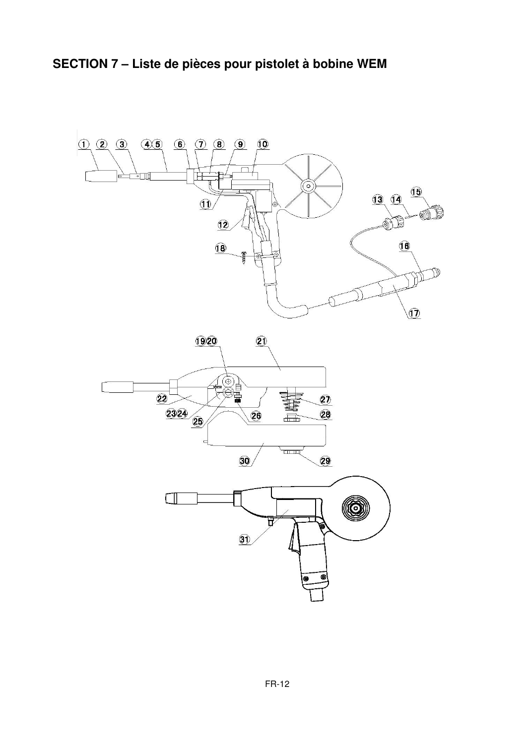## SECTION 7 – Liste de pièces pour pistolet à bobine WEM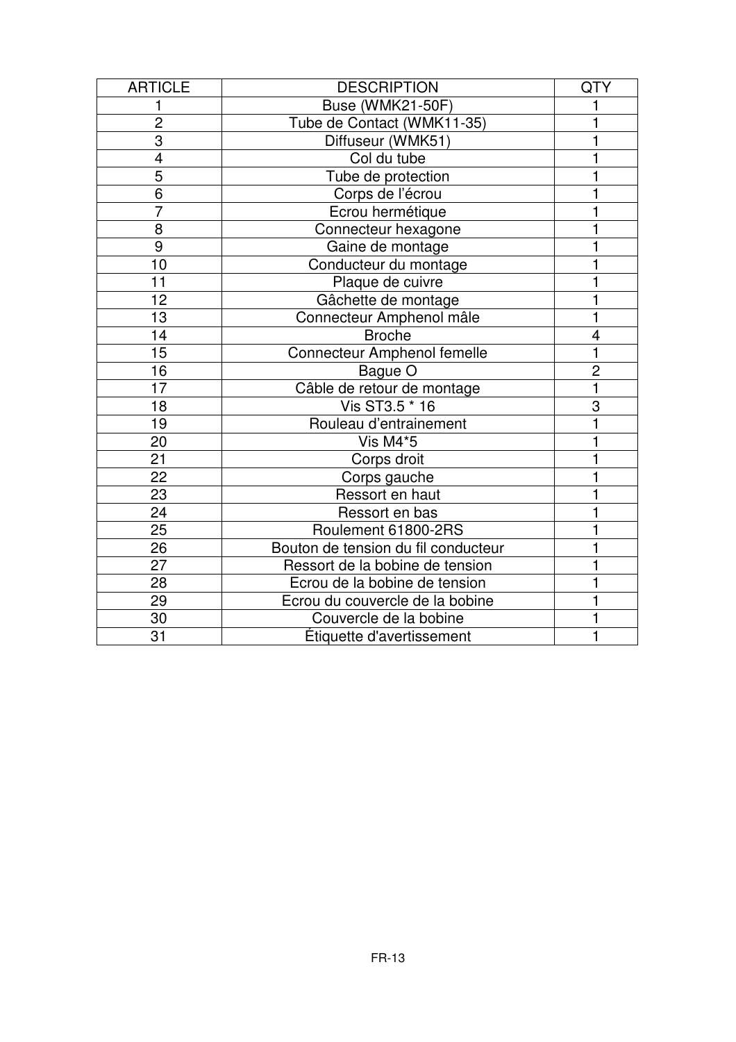| ARTICLE | DESCRIPTION | QTY |
|---|---|---|
| 1 | Buse (WMK21-50F) | 1 |
| 2 | Tube de Contact (WMK11-35) | 1 |
| 3 | Diffuseur (WMK51) | 1 |
| 4 | Col du tube | 1 |
| 5 | Tube de protection | 1 |
| 6 | Corps de l’écrou | 1 |
| 7 | Ecrou hermétique | 1 |
| 8 | Connecteur hexagone | 1 |
| 9 | Gaine de montage | 1 |
| 10 | Conducteur du montage | 1 |
| 11 | Plaque de cuivre | 1 |
| 12 | Gâchette de montage | 1 |
| 13 | Connecteur Amphenol mâle | 1 |
| 14 | Broche | 4 |
| 15 | Connecteur Amphenol femelle | 1 |
| 16 | Bague O | 2 |
| 17 | Câble de retour de montage | 1 |
| 18 | Vis ST3.5 * 16 | 3 |
| 19 | Rouleau d’entrainement | 1 |
| 20 | Vis M4*5 | 1 |
| 21 | Corps droit | 1 |
| 22 | Corps gauche | 1 |
| 23 | Ressort en haut | 1 |
| 24 | Ressort en bas | 1 |
| 25 | Roulement 61800-2RS | 1 |
| 26 | Bouton de tension du fil conducteur | 1 |
| 27 | Ressort de la bobine de tension | 1 |
| 28 | Ecrou de la bobine de tension | 1 |
| 29 | Ecrou du couvercle de la bobine | 1 |
| 30 | Couvercle de la bobine | 1 |
| 31 | Étiquette d'avertissement | 1 |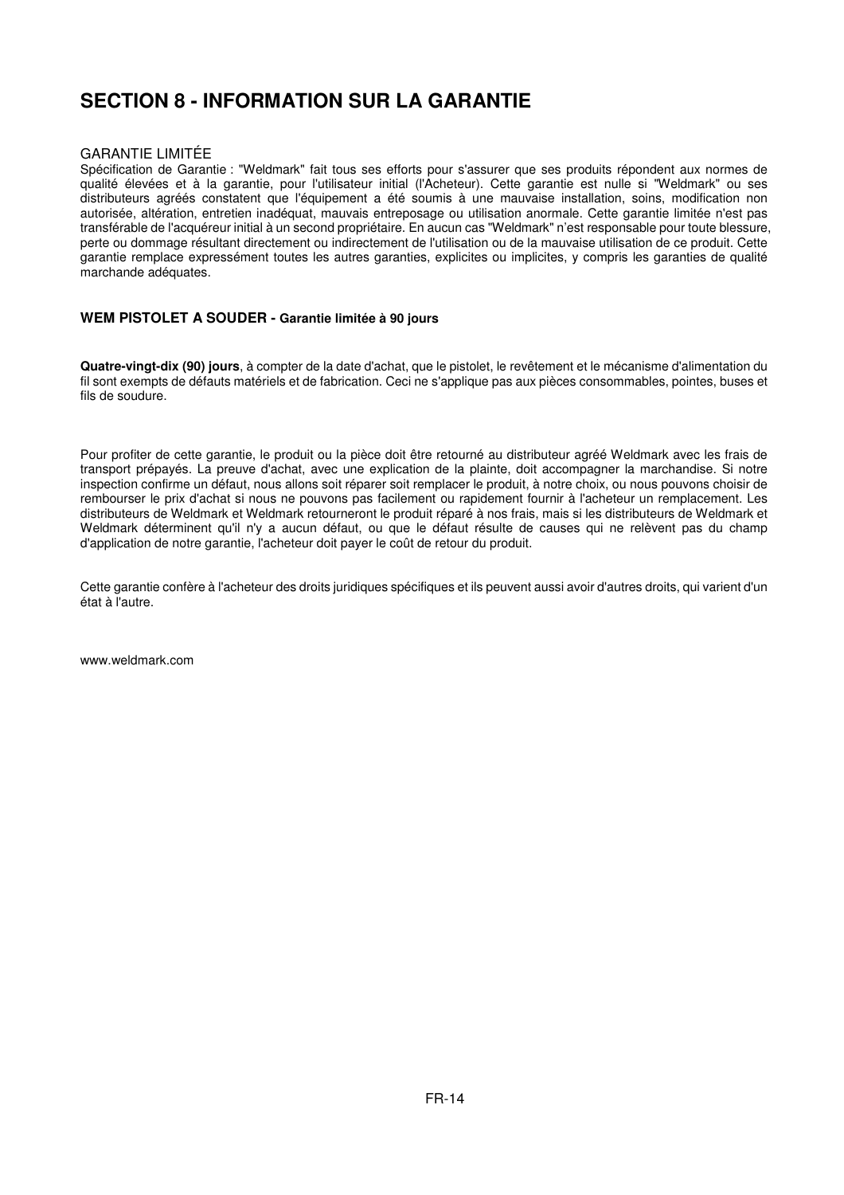# SECTION 8 - INFORMATION SUR LA GARANTIE

GARANTIE LIMITÉE

Spécification de Garantie : "Weldmark" fait tous ses efforts pour s'assurer que ses produits répondent aux normes de qualité élevées et à la garantie, pour l'utilisateur initial (l'Acheteur). Cette garantie est nulle si "Weldmark" ou ses distributeurs agréés constatent que l'équipement a été soumis à une mauvaise installation, soins, modification non autorisée, altération, entretien inadéquat, mauvais entreposage ou utilisation anormale. Cette garantie limitée n'est pas transférable de l'acquéreur initial à un second propriétaire. En aucun cas "Weldmark" n'est responsable pour toute blessure, perte ou dommage résultant directement ou indirectement de l'utilisation ou de la mauvaise utilisation de ce produit. Cette garantie remplace expressément toutes les autres garanties, explicites ou implicites, y compris les garanties de qualité marchande adéquates.

### WEM PISTOLET A SOUDER - Garantie limitée à 90 jours

**Quatre-vingt-dix (90) jours**, à compter de la date d'achat, que le pistolet, le revêtement et le mécanisme d'alimentation du fil sont exempts de défauts matériels et de fabrication. Ceci ne s'applique pas aux pièces consommables, pointes, buses et fils de soudure.

Pour profiter de cette garantie, le produit ou la pièce doit être retourné au distributeur agréé Weldmark avec les frais de transport prépayés. La preuve d'achat, avec une explication de la plainte, doit accompagner la marchandise. Si notre inspection confirme un défaut, nous allons soit réparer soit remplacer le produit, à notre choix, ou nous pouvons choisir de rembourser le prix d'achat si nous ne pouvons pas facilement ou rapidement fournir à l'acheteur un remplacement. Les distributeurs de Weldmark et Weldmark retourneront le produit réparé à nos frais, mais si les distributeurs de Weldmark et Weldmark déterminent qu'il n'y a aucun défaut, ou que le défaut résulte de causes qui ne relèvent pas du champ d'application de notre garantie, l'acheteur doit payer le coût de retour du produit.

Cette garantie confère à l'acheteur des droits juridiques spécifiques et ils peuvent aussi avoir d'autres droits, qui varient d'un état à l'autre.

www.weldmark.com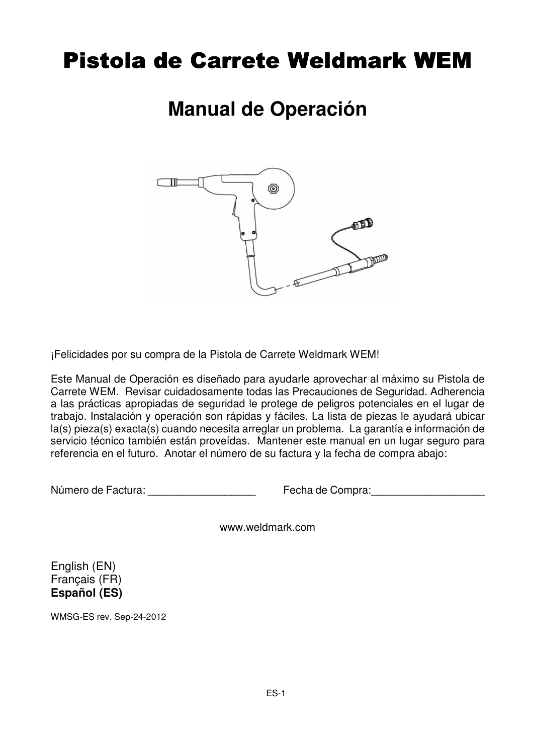# Pistola de Carrete Weldmark WEM

## Manual de Operación

¡Felicidades por su compra de la Pistola de Carrete Weldmark WEM!

Este Manual de Operación es diseñado para ayudarle aprovechar al máximo su Pistola de Carrete WEM. Revisar cuidadosamente todas las Precauciones de Seguridad. Adherencia a las prácticas apropiadas de seguridad le protege de peligros potenciales en el lugar de trabajo. Instalación y operación son rápidas y fáciles. La lista de piezas le ayudará ubicar la(s) pieza(s) exacta(s) cuando necesita arreglar un problema. La garantía e información de servicio técnico también están proveídas. Mantener este manual en un lugar seguro para referencia en el futuro. Anotar el número de su factura y la fecha de compra abajo:

Número de Factura: ___________________ Fecha de Compra:____________________

www.weldmark.com

English (EN)
Français (FR)
**Español (ES)**

WMSG-ES rev. Sep-24-2012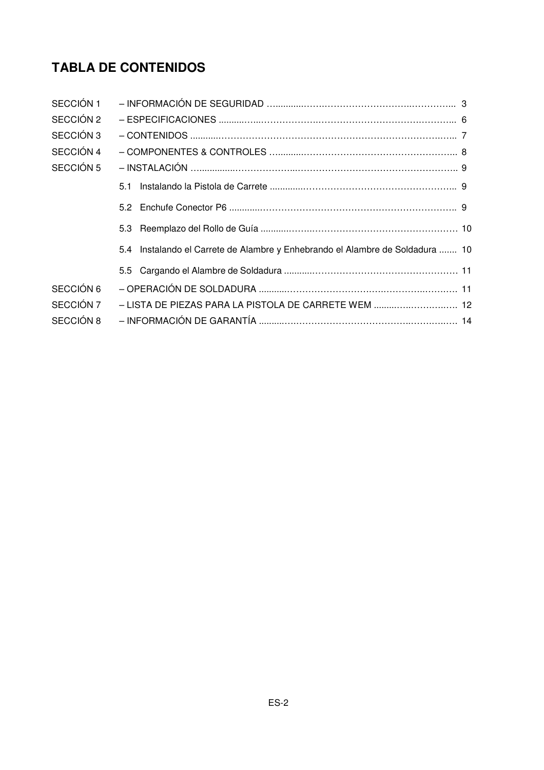# TABLA DE CONTENIDOS

SECCIÓN 1 – INFORMACIÓN DE SEGURIDAD ........................................................ 3

SECCIÓN 2 – ESPECIFICACIONES ........................................................................ 6

SECCIÓN 3 – CONTENIDOS .................................................................................. 7

SECCIÓN 4 – COMPONENTES & CONTROLES ...................................................... 8

SECCIÓN 5 – INSTALACIÓN .................................................................................. 9

- 5.1 Instalando la Pistola de Carrete ........................................................ 9
- 5.2 Enchufe Conector P6 .......................................................................... 9
- 5.3 Reemplazo del Rollo de Guía .............................................................. 10
- 5.4 Instalando el Carrete de Alambre y Enhebrando el Alambre de Soldadura ....... 10
- 5.5 Cargando el Alambre de Soldadura ..................................................... 11

SECCIÓN 6 – OPERACIÓN DE SOLDADURA ........................................................... 11

SECCIÓN 7 – LISTA DE PIEZAS PARA LA PISTOLA DE CARRETE WEM ..................... 12

SECCIÓN 8 – INFORMACIÓN DE GARANTÍA .......................................................... 14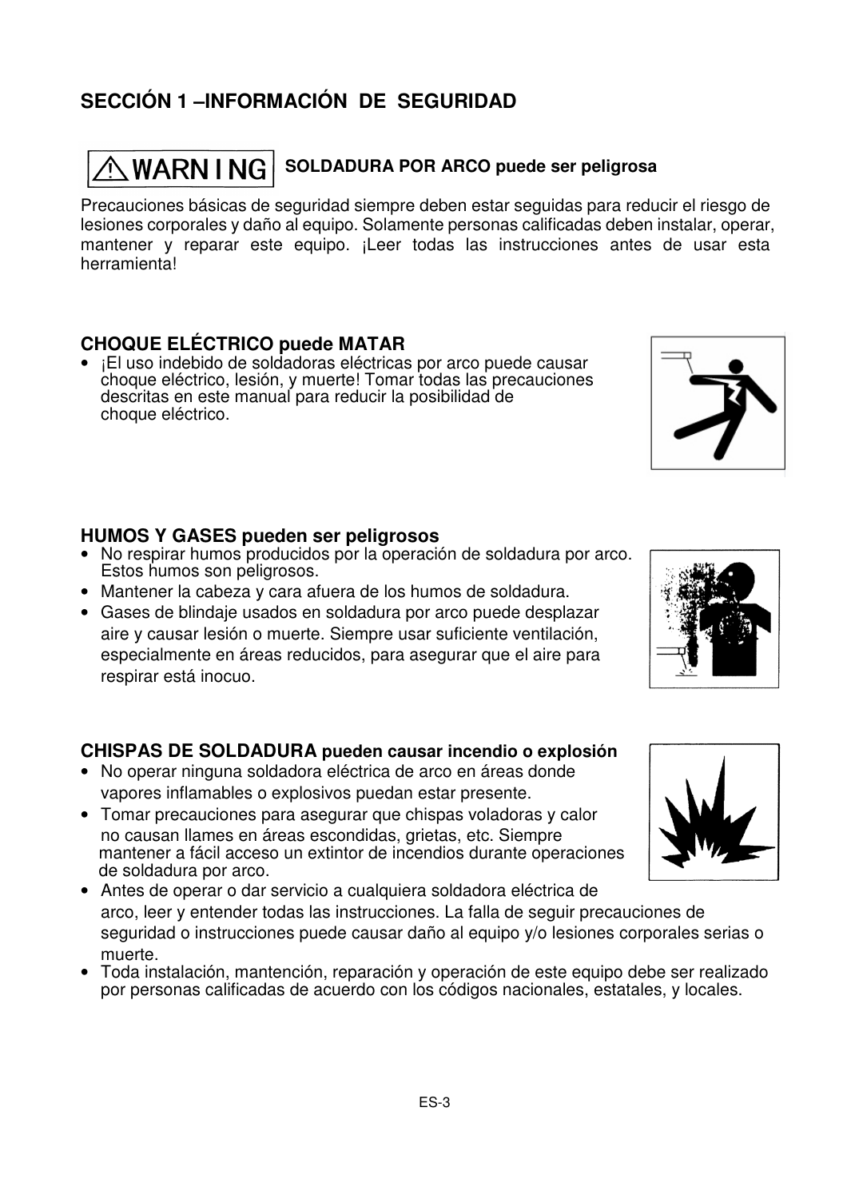## SECCIÓN 1 –INFORMACIÓN DE SEGURIDAD

**⚠WARNING** **SOLDADURA POR ARCO puede ser peligrosa**

Precauciones básicas de seguridad siempre deben estar seguidas para reducir el riesgo de lesiones corporales y daño al equipo. Solamente personas calificadas deben instalar, operar, mantener y reparar este equipo. ¡Leer todas las instrucciones antes de usar esta herramienta!

### CHOQUE ELÉCTRICO puede MATAR

- ¡El uso indebido de soldadoras eléctricas por arco puede causar choque eléctrico, lesión, y muerte! Tomar todas las precauciones descritas en este manual para reducir la posibilidad de choque eléctrico.

### HUMOS Y GASES pueden ser peligrosos

- No respirar humos producidos por la operación de soldadura por arco. Estos humos son peligrosos.
- Mantener la cabeza y cara afuera de los humos de soldadura.
- Gases de blindaje usados en soldadura por arco puede desplazar aire y causar lesión o muerte. Siempre usar suficiente ventilación, especialmente en áreas reducidos, para asegurar que el aire para respirar está inocuo.

### CHISPAS DE SOLDADURA pueden causar incendio o explosión

- No operar ninguna soldadora eléctrica de arco en áreas donde vapores inflamables o explosivos puedan estar presente.
- Tomar precauciones para asegurar que chispas voladoras y calor no causan llames en áreas escondidas, grietas, etc. Siempre mantener a fácil acceso un extintor de incendios durante operaciones de soldadura por arco.
- Antes de operar o dar servicio a cualquiera soldadora eléctrica de arco, leer y entender todas las instrucciones. La falla de seguir precauciones de seguridad o instrucciones puede causar daño al equipo y/o lesiones corporales serias o muerte.
- Toda instalación, mantención, reparación y operación de este equipo debe ser realizado por personas calificadas de acuerdo con los códigos nacionales, estatales, y locales.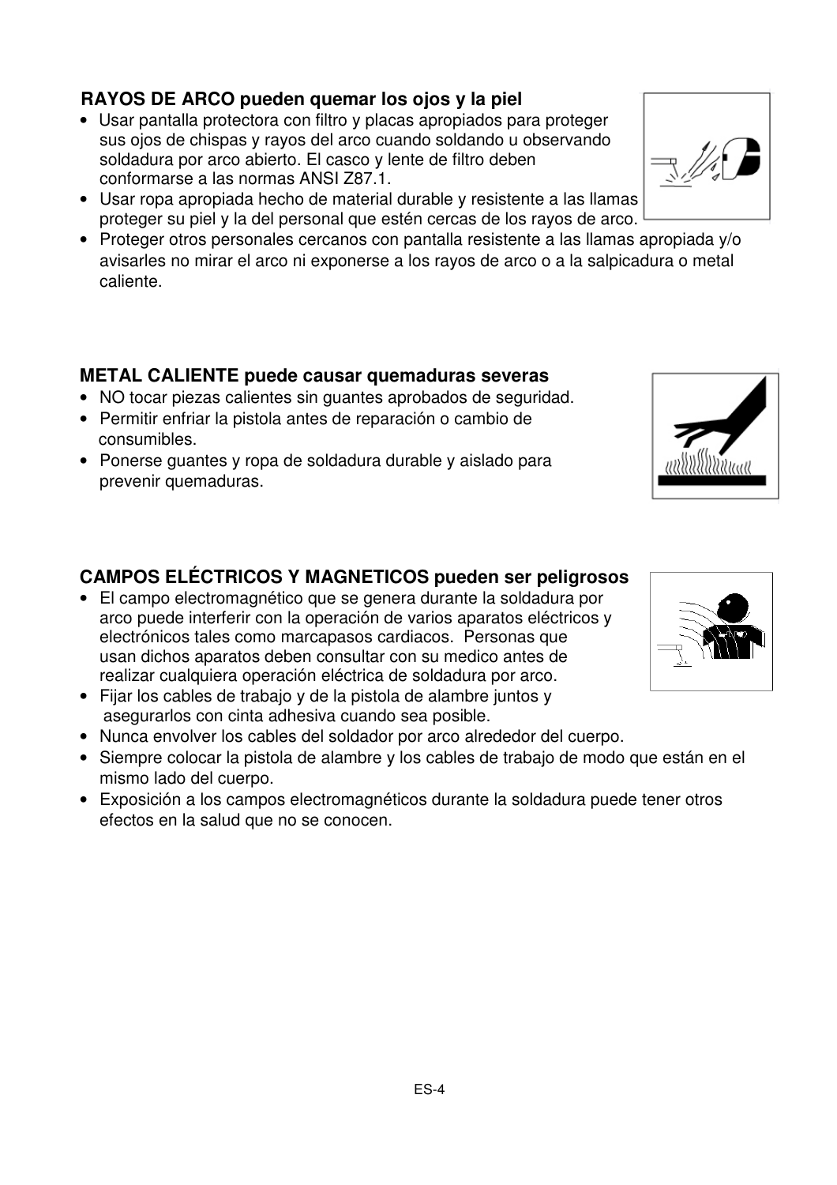### RAYOS DE ARCO pueden quemar los ojos y la piel

- Usar pantalla protectora con filtro y placas apropiados para proteger sus ojos de chispas y rayos del arco cuando soldando u observando soldadura por arco abierto. El casco y lente de filtro deben conformarse a las normas ANSI Z87.1.
- Usar ropa apropiada hecho de material durable y resistente a las llamas proteger su piel y la del personal que estén cercas de los rayos de arco.
- Proteger otros personales cercanos con pantalla resistente a las llamas apropiada y/o avisarles no mirar el arco ni exponerse a los rayos de arco o a la salpicadura o metal caliente.

### METAL CALIENTE puede causar quemaduras severas

- NO tocar piezas calientes sin guantes aprobados de seguridad.
- Permitir enfriar la pistola antes de reparación o cambio de consumibles.
- Ponerse guantes y ropa de soldadura durable y aislado para prevenir quemaduras.

### CAMPOS ELÉCTRICOS Y MAGNETICOS pueden ser peligrosos

- El campo electromagnético que se genera durante la soldadura por arco puede interferir con la operación de varios aparatos eléctricos y electrónicos tales como marcapasos cardiacos. Personas que usan dichos aparatos deben consultar con su medico antes de realizar cualquiera operación eléctrica de soldadura por arco.
- Fijar los cables de trabajo y de la pistola de alambre juntos y asegurarlos con cinta adhesiva cuando sea posible.
- Nunca envolver los cables del soldador por arco alrededor del cuerpo.
- Siempre colocar la pistola de alambre y los cables de trabajo de modo que están en el mismo lado del cuerpo.
- Exposición a los campos electromagnéticos durante la soldadura puede tener otros efectos en la salud que no se conocen.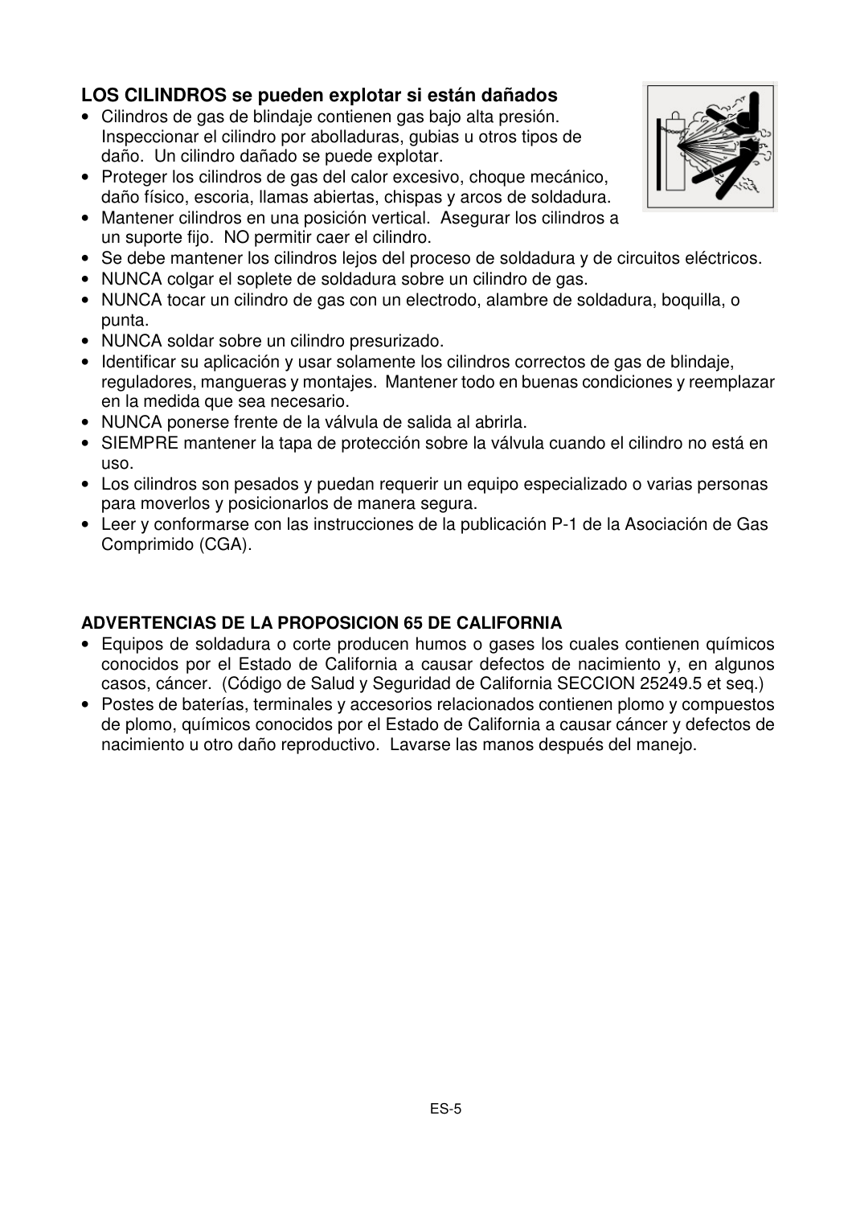### LOS CILINDROS se pueden explotar si están dañados

- Cilindros de gas de blindaje contienen gas bajo alta presión. Inspeccionar el cilindro por abolladuras, gubias u otros tipos de daño. Un cilindro dañado se puede explotar.
- Proteger los cilindros de gas del calor excesivo, choque mecánico, daño físico, escoria, llamas abiertas, chispas y arcos de soldadura.
- Mantener cilindros en una posición vertical. Asegurar los cilindros a un suporte fijo. NO permitir caer el cilindro.
- Se debe mantener los cilindros lejos del proceso de soldadura y de circuitos eléctricos.
- NUNCA colgar el soplete de soldadura sobre un cilindro de gas.
- NUNCA tocar un cilindro de gas con un electrodo, alambre de soldadura, boquilla, o punta.
- NUNCA soldar sobre un cilindro presurizado.
- Identificar su aplicación y usar solamente los cilindros correctos de gas de blindaje, reguladores, mangueras y montajes. Mantener todo en buenas condiciones y reemplazar en la medida que sea necesario.
- NUNCA ponerse frente de la válvula de salida al abrirla.
- SIEMPRE mantener la tapa de protección sobre la válvula cuando el cilindro no está en uso.
- Los cilindros son pesados y puedan requerir un equipo especializado o varias personas para moverlos y posicionarlos de manera segura.
- Leer y conformarse con las instrucciones de la publicación P-1 de la Asociación de Gas Comprimido (CGA).

### ADVERTENCIAS DE LA PROPOSICION 65 DE CALIFORNIA

- Equipos de soldadura o corte producen humos o gases los cuales contienen químicos conocidos por el Estado de California a causar defectos de nacimiento y, en algunos casos, cáncer. (Código de Salud y Seguridad de California SECCION 25249.5 et seq.)
- Postes de baterías, terminales y accesorios relacionados contienen plomo y compuestos de plomo, químicos conocidos por el Estado de California a causar cáncer y defectos de nacimiento u otro daño reproductivo. Lavarse las manos después del manejo.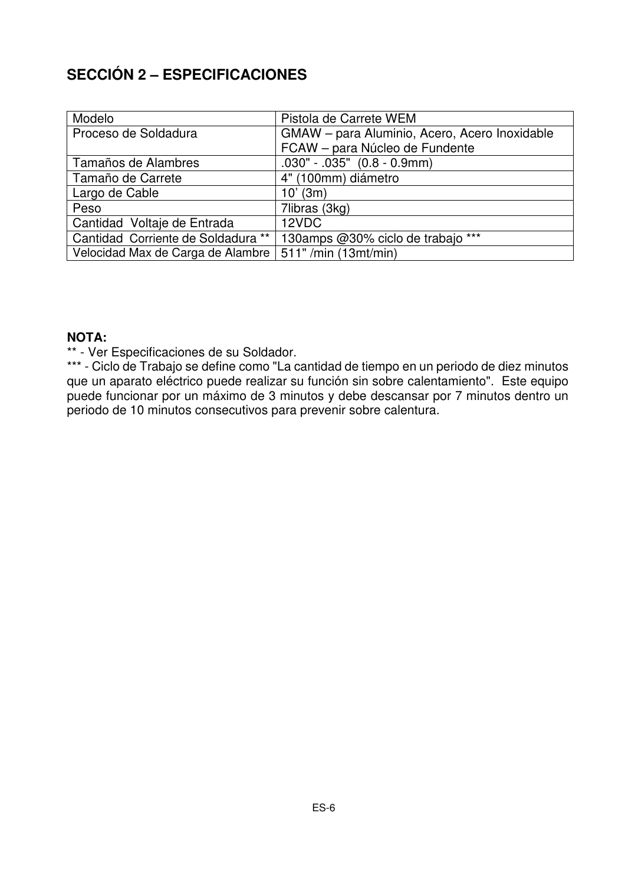# SECCIÓN 2 – ESPECIFICACIONES

| Modelo | Pistola de Carrete WEM |
|---|---|
| Proceso de Soldadura | GMAW – para Aluminio, Acero, Acero Inoxidable<br>FCAW – para Núcleo de Fundente |
| Tamaños de Alambres | .030" - .035"  (0.8 - 0.9mm) |
| Tamaño de Carrete | 4" (100mm) diámetro |
| Largo de Cable | 10' (3m) |
| Peso | 7libras (3kg) |
| Cantidad  Voltaje de Entrada | 12VDC |
| Cantidad  Corriente de Soldadura ** | 130amps @30% ciclo de trabajo *** |
| Velocidad Max de Carga de Alambre | 511" /min (13mt/min) |

**NOTA:**

** - Ver Especificaciones de su Soldador.

*** - Ciclo de Trabajo se define como "La cantidad de tiempo en un periodo de diez minutos que un aparato eléctrico puede realizar su función sin sobre calentamiento".  Este equipo puede funcionar por un máximo de 3 minutos y debe descansar por 7 minutos dentro un periodo de 10 minutos consecutivos para prevenir sobre calentura.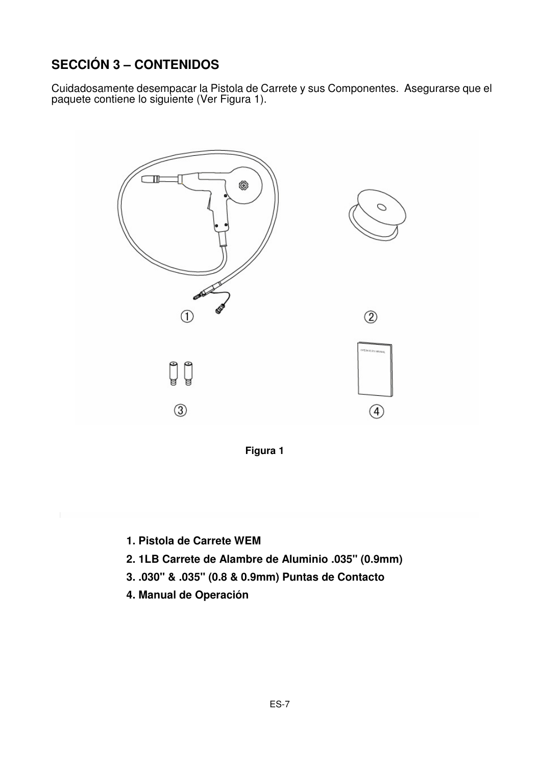## SECCIÓN 3 – CONTENIDOS

Cuidadosamente desempacar la Pistola de Carrete y sus Componentes. Asegurarse que el paquete contiene lo siguiente (Ver Figura 1).

Figura 1

1. **Pistola de Carrete WEM**
2. **1LB Carrete de Alambre de Aluminio .035" (0.9mm)**
3. **.030" & .035" (0.8 & 0.9mm) Puntas de Contacto**
4. **Manual de Operación**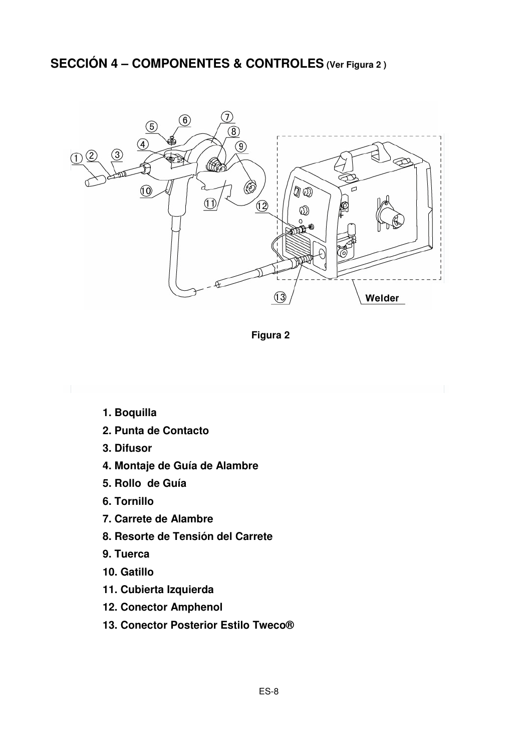## SECCIÓN 4 – COMPONENTES & CONTROLES (Ver Figura 2 )

Figura 2

1. Boquilla
2. Punta de Contacto
3. Difusor
4. Montaje de Guía de Alambre
5. Rollo de Guía
6. Tornillo
7. Carrete de Alambre
8. Resorte de Tensión del Carrete
9. Tuerca
10. Gatillo
11. Cubierta Izquierda
12. Conector Amphenol
13. Conector Posterior Estilo Tweco®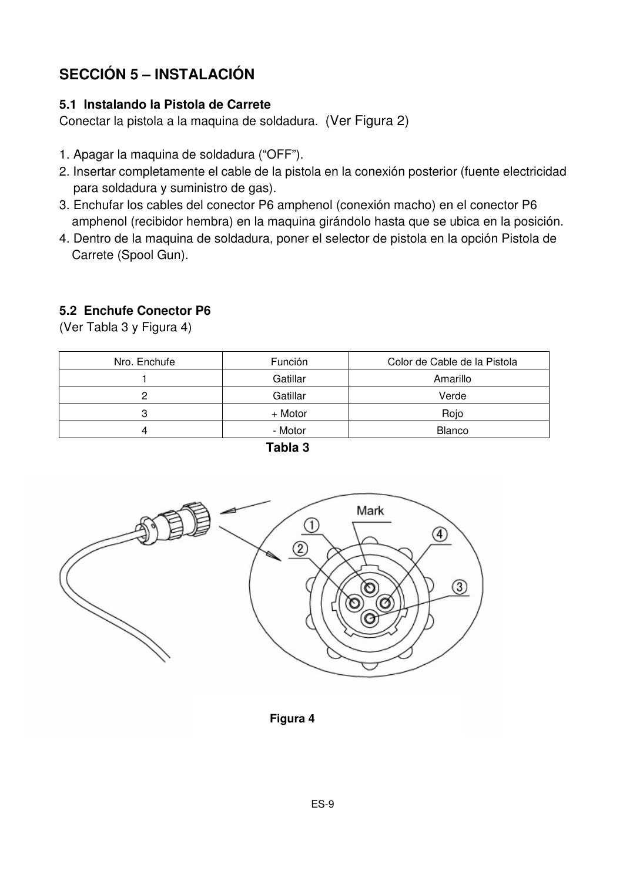## SECCIÓN 5 – INSTALACIÓN

### 5.1 Instalando la Pistola de Carrete

Conectar la pistola a la maquina de soldadura. (Ver Figura 2)

1. Apagar la maquina de soldadura ("OFF").
2. Insertar completamente el cable de la pistola en la conexión posterior (fuente electricidad para soldadura y suministro de gas).
3. Enchufar los cables del conector P6 amphenol (conexión macho) en el conector P6 amphenol (recibidor hembra) en la maquina girándolo hasta que se ubica en la posición.
4. Dentro de la maquina de soldadura, poner el selector de pistola en la opción Pistola de Carrete (Spool Gun).

### 5.2 Enchufe Conector P6

(Ver Tabla 3 y Figura 4)

| Nro. Enchufe | Función | Color de Cable de la Pistola |
|---|---|---|
| 1 | Gatillar | Amarillo |
| 2 | Gatillar | Verde |
| 3 | + Motor | Rojo |
| 4 | - Motor | Blanco |

**Tabla 3**

**Figura 4**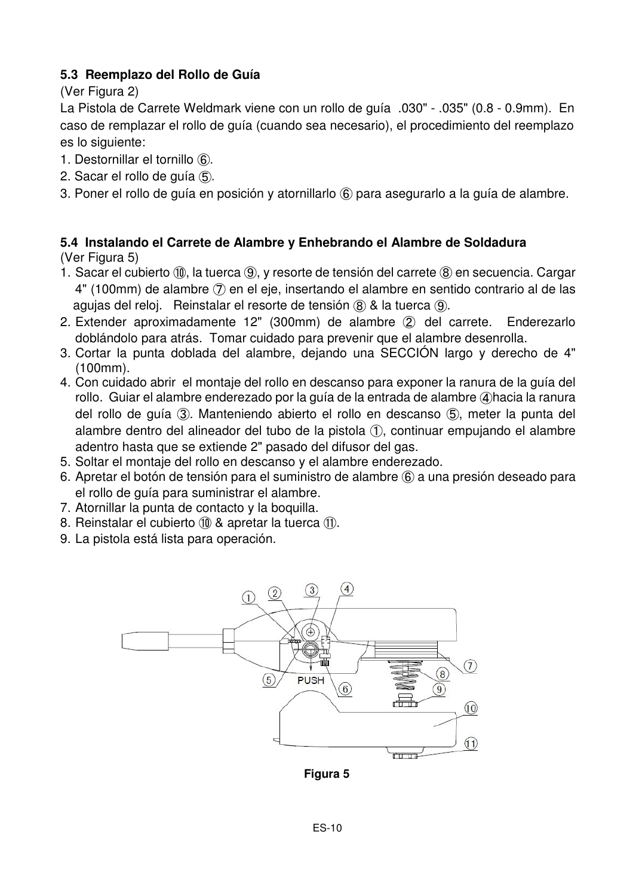**5.3 Reemplazo del Rollo de Guía**

(Ver Figura 2)

La Pistola de Carrete Weldmark viene con un rollo de guía .030" - .035" (0.8 - 0.9mm). En caso de remplazar el rollo de guía (cuando sea necesario), el procedimiento del reemplazo es lo siguiente:

1. Destornillar el tornillo ⑥.
2. Sacar el rollo de guía ⑤.
3. Poner el rollo de guía en posición y atornillarlo ⑥ para asegurarlo a la guía de alambre.

**5.4 Instalando el Carrete de Alambre y Enhebrando el Alambre de Soldadura**

(Ver Figura 5)

1. Sacar el cubierto ⑩, la tuerca ⑨, y resorte de tensión del carrete ⑧ en secuencia. Cargar 4" (100mm) de alambre ⑦ en el eje, insertando el alambre en sentido contrario al de las agujas del reloj. Reinstalar el resorte de tensión ⑧ & la tuerca ⑨.
2. Extender aproximadamente 12" (300mm) de alambre ② del carrete. Enderezarlo doblándolo para atrás. Tomar cuidado para prevenir que el alambre desenrolla.
3. Cortar la punta doblada del alambre, dejando una SECCIÓN largo y derecho de 4" (100mm).
4. Con cuidado abrir el montaje del rollo en descanso para exponer la ranura de la guía del rollo. Guiar el alambre enderezado por la guía de la entrada de alambre ④hacia la ranura del rollo de guía ③. Manteniendo abierto el rollo en descanso ⑤, meter la punta del alambre dentro del alineador del tubo de la pistola ①, continuar empujando el alambre adentro hasta que se extiende 2" pasado del difusor del gas.
5. Soltar el montaje del rollo en descanso y el alambre enderezado.
6. Apretar el botón de tensión para el suministro de alambre ⑥ a una presión deseado para el rollo de guía para suministrar el alambre.
7. Atornillar la punta de contacto y la boquilla.
8. Reinstalar el cubierto ⑩ & apretar la tuerca ⑪.
9. La pistola está lista para operación.

**Figura 5**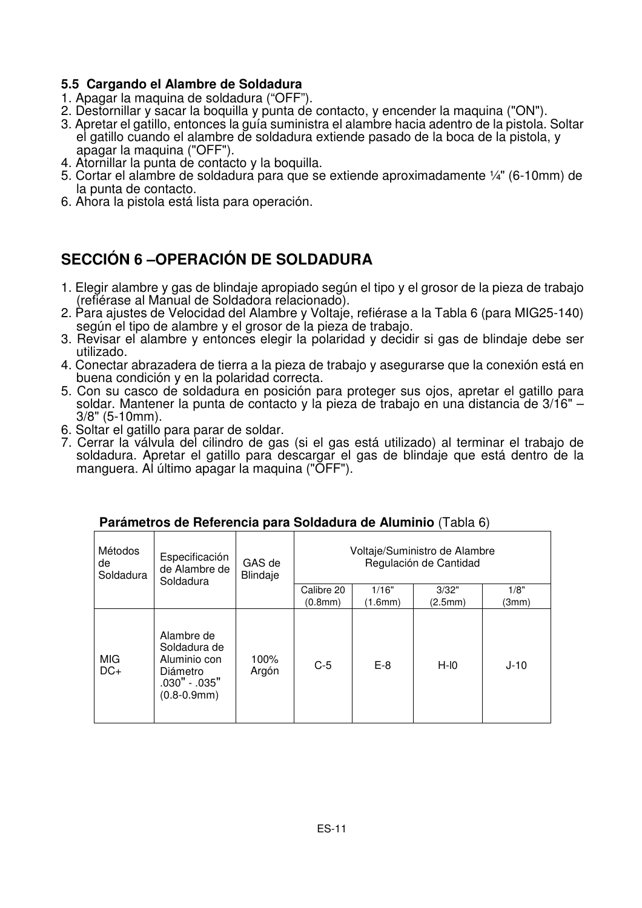### 5.5 Cargando el Alambre de Soldadura

1. Apagar la maquina de soldadura (“OFF”).
2. Destornillar y sacar la boquilla y punta de contacto, y encender la maquina ("ON").
3. Apretar el gatillo, entonces la guía suministra el alambre hacia adentro de la pistola. Soltar el gatillo cuando el alambre de soldadura extiende pasado de la boca de la pistola, y apagar la maquina ("OFF").
4. Atornillar la punta de contacto y la boquilla.
5. Cortar el alambre de soldadura para que se extiende aproximadamente ¼" (6-10mm) de la punta de contacto.
6. Ahora la pistola está lista para operación.

## SECCIÓN 6 –OPERACIÓN DE SOLDADURA

1. Elegir alambre y gas de blindaje apropiado según el tipo y el grosor de la pieza de trabajo (refiérase al Manual de Soldadora relacionado).
2. Para ajustes de Velocidad del Alambre y Voltaje, refiérase a la Tabla 6 (para MIG25-140) según el tipo de alambre y el grosor de la pieza de trabajo.
3. Revisar el alambre y entonces elegir la polaridad y decidir si gas de blindaje debe ser utilizado.
4. Conectar abrazadera de tierra a la pieza de trabajo y asegurarse que la conexión está en buena condición y en la polaridad correcta.
5. Con su casco de soldadura en posición para proteger sus ojos, apretar el gatillo para soldar. Mantener la punta de contacto y la pieza de trabajo en una distancia de 3/16" – 3/8" (5-10mm).
6. Soltar el gatillo para parar de soldar.
7. Cerrar la válvula del cilindro de gas (si el gas está utilizado) al terminar el trabajo de soldadura. Apretar el gatillo para descargar el gas de blindaje que está dentro de la manguera. Al último apagar la maquina ("OFF").

**Parámetros de Referencia para Soldadura de Aluminio** (Tabla 6)

| Métodos de Soldadura | Especificación de Alambre de Soldadura | GAS de Blindaje | Voltaje/Suministro de Alambre Regulación de Cantidad | | | |
|---|---|---|---|---|---|---|
| | | | Calibre 20 (0.8mm) | 1/16" (1.6mm) | 3/32" (2.5mm) | 1/8" (3mm) |
| MIG DC+ | Alambre de Soldadura de Aluminio con Diámetro .030" - .035" (0.8-0.9mm) | 100% Argón | C-5 | E-8 | H-l0 | J-10 |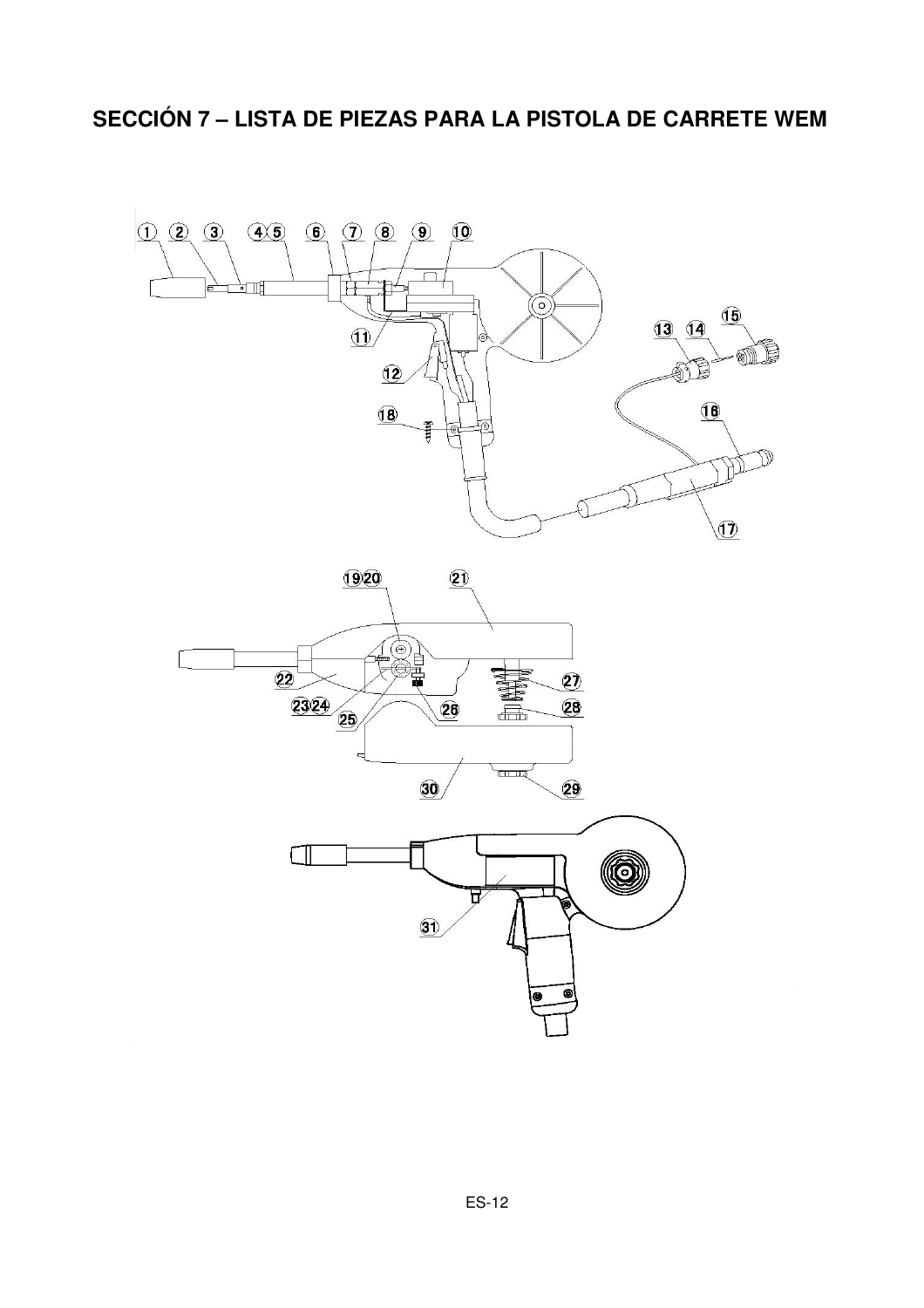# SECCIÓN 7 – LISTA DE PIEZAS PARA LA PISTOLA DE CARRETE WEM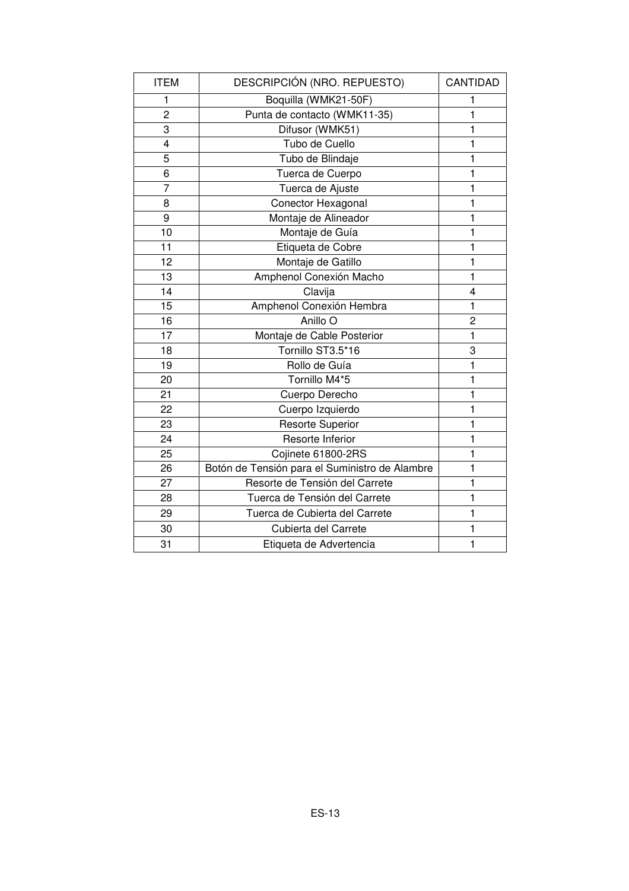| ITEM | DESCRIPCIÓN (NRO. REPUESTO) | CANTIDAD |
|---|---|---|
| 1 | Boquilla (WMK21-50F) | 1 |
| 2 | Punta de contacto (WMK11-35) | 1 |
| 3 | Difusor (WMK51) | 1 |
| 4 | Tubo de Cuello | 1 |
| 5 | Tubo de Blindaje | 1 |
| 6 | Tuerca de Cuerpo | 1 |
| 7 | Tuerca de Ajuste | 1 |
| 8 | Conector Hexagonal | 1 |
| 9 | Montaje de Alineador | 1 |
| 10 | Montaje de Guía | 1 |
| 11 | Etiqueta de Cobre | 1 |
| 12 | Montaje de Gatillo | 1 |
| 13 | Amphenol Conexión Macho | 1 |
| 14 | Clavija | 4 |
| 15 | Amphenol Conexión Hembra | 1 |
| 16 | Anillo O | 2 |
| 17 | Montaje de Cable Posterior | 1 |
| 18 | Tornillo ST3.5*16 | 3 |
| 19 | Rollo de Guía | 1 |
| 20 | Tornillo M4*5 | 1 |
| 21 | Cuerpo Derecho | 1 |
| 22 | Cuerpo Izquierdo | 1 |
| 23 | Resorte Superior | 1 |
| 24 | Resorte Inferior | 1 |
| 25 | Cojinete 61800-2RS | 1 |
| 26 | Botón de Tensión para el Suministro de Alambre | 1 |
| 27 | Resorte de Tensión del Carrete | 1 |
| 28 | Tuerca de Tensión del Carrete | 1 |
| 29 | Tuerca de Cubierta del Carrete | 1 |
| 30 | Cubierta del Carrete | 1 |
| 31 | Etiqueta de Advertencia | 1 |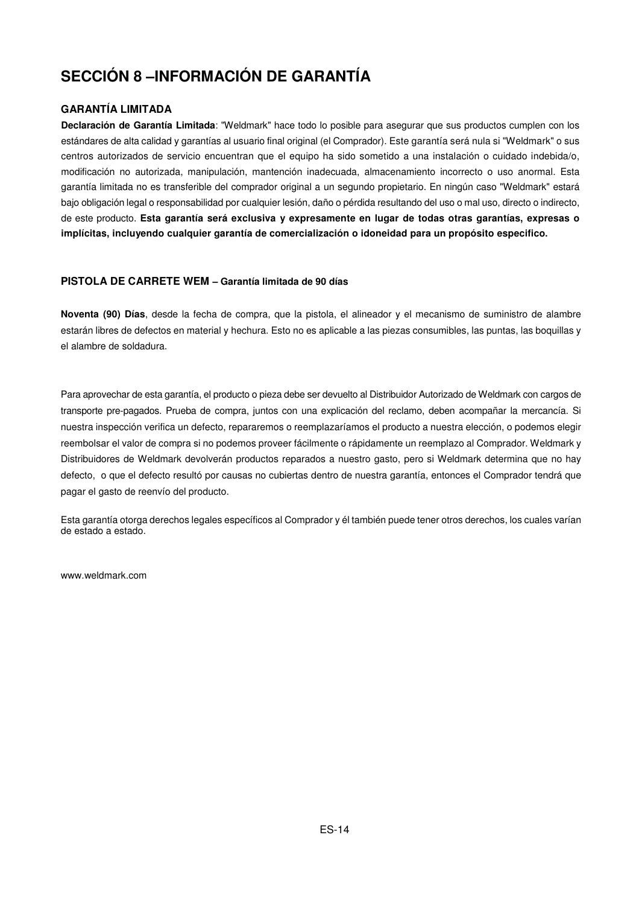# SECCIÓN 8 –INFORMACIÓN DE GARANTÍA

### GARANTÍA LIMITADA

**Declaración de Garantía Limitada**: "Weldmark" hace todo lo posible para asegurar que sus productos cumplen con los estándares de alta calidad y garantías al usuario final original (el Comprador). Este garantía será nula si "Weldmark" o sus centros autorizados de servicio encuentran que el equipo ha sido sometido a una instalación o cuidado indebida/o, modificación no autorizada, manipulación, mantención inadecuada, almacenamiento incorrecto o uso anormal. Esta garantía limitada no es transferible del comprador original a un segundo propietario. En ningún caso "Weldmark" estará bajo obligación legal o responsabilidad por cualquier lesión, daño o pérdida resultando del uso o mal uso, directo o indirecto, de este producto. **Esta garantía será exclusiva y expresamente en lugar de todas otras garantías, expresas o implícitas, incluyendo cualquier garantía de comercialización o idoneidad para un propósito especifico.**

### PISTOLA DE CARRETE WEM – Garantía limitada de 90 días

**Noventa (90) Días**, desde la fecha de compra, que la pistola, el alineador y el mecanismo de suministro de alambre estarán libres de defectos en material y hechura. Esto no es aplicable a las piezas consumibles, las puntas, las boquillas y el alambre de soldadura.

Para aprovechar de esta garantía, el producto o pieza debe ser devuelto al Distribuidor Autorizado de Weldmark con cargos de transporte pre-pagados. Prueba de compra, juntos con una explicación del reclamo, deben acompañar la mercancía. Si nuestra inspección verifica un defecto, repararemos o reemplazaríamos el producto a nuestra elección, o podemos elegir reembolsar el valor de compra si no podemos proveer fácilmente o rápidamente un reemplazo al Comprador. Weldmark y Distribuidores de Weldmark devolverán productos reparados a nuestro gasto, pero si Weldmark determina que no hay defecto, o que el defecto resultó por causas no cubiertas dentro de nuestra garantía, entonces el Comprador tendrá que pagar el gasto de reenvío del producto.

Esta garantía otorga derechos legales específicos al Comprador y él también puede tener otros derechos, los cuales varían de estado a estado.

www.weldmark.com